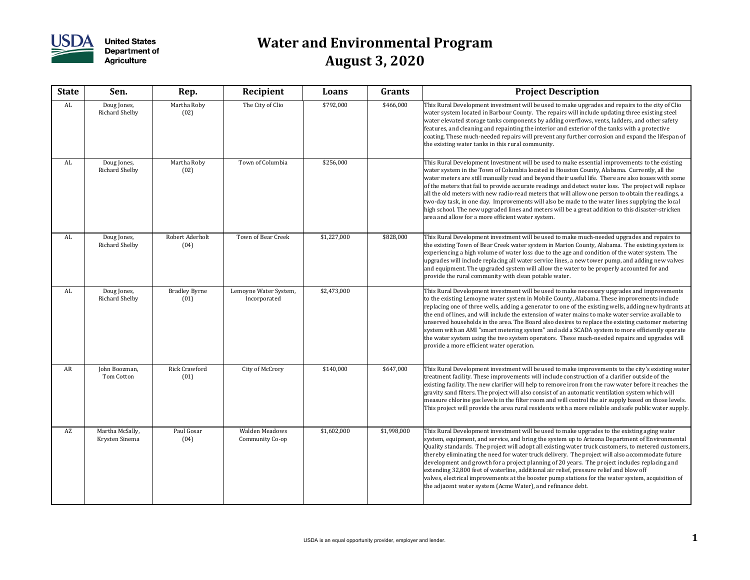# Water and Environmental Program

## August 3, 2020

| State | Sen. | Rep. | Recipient | Loans | Grants | Project Description |
|---|---|---|---|---|---|---|
| AL | Doug Jones, Richard Shelby | Martha Roby (02) | The City of Clio | $792,000 | $466,000 | This Rural Development investment will be used to make upgrades and repairs to the city of Clio water system located in Barbour County. The repairs will include updating three existing steel water elevated storage tanks components by adding overflows, vents, ladders, and other safety features, and cleaning and repainting the interior and exterior of the tanks with a protective coating. These much-needed repairs will prevent any further corrosion and expand the lifespan of the existing water tanks in this rural community. |
| AL | Doug Jones, Richard Shelby | Martha Roby (02) | Town of Columbia | $256,000 | | This Rural Development Investment will be used to make essential improvements to the existing water system in the Town of Columbia located in Houston County, Alabama. Currently, all the water meters are still manually read and beyond their useful life. There are also issues with some of the meters that fail to provide accurate readings and detect water loss. The project will replace all the old meters with new radio-read meters that will allow one person to obtain the readings, a two-day task, in one day. Improvements will also be made to the water lines supplying the local high school. The new upgraded lines and meters will be a great addition to this disaster-stricken area and allow for a more efficient water system. |
| AL | Doug Jones, Richard Shelby | Robert Aderholt (04) | Town of Bear Creek | $1,227,000 | $828,000 | This Rural Development investment will be used to make much-needed upgrades and repairs to the existing Town of Bear Creek water system in Marion County, Alabama. The existing system is experiencing a high volume of water loss due to the age and condition of the water system. The upgrades will include replacing all water service lines, a new tower pump, and adding new valves and equipment. The upgraded system will allow the water to be properly accounted for and provide the rural community with clean potable water. |
| AL | Doug Jones, Richard Shelby | Bradley Byrne (01) | Lemoyne Water System, Incorporated | $2,473,000 | | This Rural Development investment will be used to make necessary upgrades and improvements to the existing Lemoyne water system in Mobile County, Alabama. These improvements include replacing one of three wells, adding a generator to one of the existing wells, adding new hydrants at the end of lines, and will include the extension of water mains to make water service available to unserved households in the area. The Board also desires to replace the existing customer metering system with an AMI "smart metering system" and add a SCADA system to more efficiently operate the water system using the two system operators. These much-needed repairs and upgrades will provide a more efficient water operation. |
| AR | John Boozman, Tom Cotton | Rick Crawford (01) | City of McCrory | $140,000 | $647,000 | This Rural Development investment will be used to make improvements to the city's existing water treatment facility. These improvements will include construction of a clarifier outside of the existing facility. The new clarifier will help to remove iron from the raw water before it reaches the gravity sand filters. The project will also consist of an automatic ventilation system which will measure chlorine gas levels in the filter room and will control the air supply based on those levels. This project will provide the area rural residents with a more reliable and safe public water supply. |
| AZ | Martha McSally, Krysten Sinema | Paul Gosar (04) | Walden Meadows Community Co-op | $1,602,000 | $1,998,000 | This Rural Development investment will be used to make upgrades to the existing aging water system, equipment, and service, and bring the system up to Arizona Department of Environmental Quality standards. The project will adopt all existing water truck customers, to metered customers, thereby eliminating the need for water truck delivery. The project will also accommodate future development and growth for a project planning of 20 years. The project includes replacing and extending 32,800 feet of waterline, additional air relief, pressure relief and blow off valves, electrical improvements at the booster pump stations for the water system, acquisition of the adjacent water system (Acme Water), and refinance debt. |

USDA is an equal opportunity provider, employer and lender.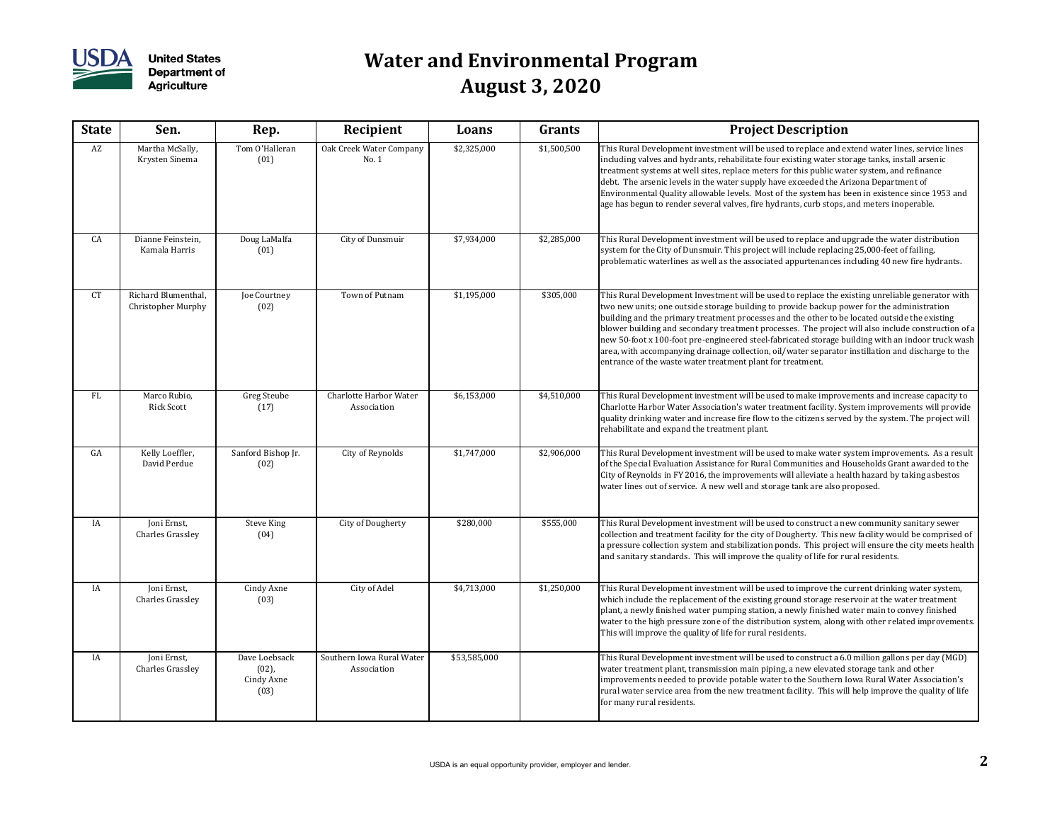# Water and Environmental Program
# August 3, 2020

| State | Sen. | Rep. | Recipient | Loans | Grants | Project Description |
|---|---|---|---|---|---|---|
| AZ | Martha McSally, Krysten Sinema | Tom O'Halleran (01) | Oak Creek Water Company No. 1 | $2,325,000 | $1,500,500 | This Rural Development investment will be used to replace and extend water lines, service lines including valves and hydrants, rehabilitate four existing water storage tanks, install arsenic treatment systems at well sites, replace meters for this public water system, and refinance debt. The arsenic levels in the water supply have exceeded the Arizona Department of Environmental Quality allowable levels. Most of the system has been in existence since 1953 and age has begun to render several valves, fire hydrants, curb stops, and meters inoperable. |
| CA | Dianne Feinstein, Kamala Harris | Doug LaMalfa (01) | City of Dunsmuir | $7,934,000 | $2,285,000 | This Rural Development investment will be used to replace and upgrade the water distribution system for the City of Dunsmuir. This project will include replacing 25,000-feet of failing, problematic waterlines as well as the associated appurtenances including 40 new fire hydrants. |
| CT | Richard Blumenthal, Christopher Murphy | Joe Courtney (02) | Town of Putnam | $1,195,000 | $305,000 | This Rural Development Investment will be used to replace the existing unreliable generator with two new units; one outside storage building to provide backup power for the administration building and the primary treatment processes and the other to be located outside the existing blower building and secondary treatment processes. The project will also include construction of a new 50-foot x 100-foot pre-engineered steel-fabricated storage building with an indoor truck wash area, with accompanying drainage collection, oil/water separator instillation and discharge to the entrance of the waste water treatment plant for treatment. |
| FL | Marco Rubio, Rick Scott | Greg Steube (17) | Charlotte Harbor Water Association | $6,153,000 | $4,510,000 | This Rural Development investment will be used to make improvements and increase capacity to Charlotte Harbor Water Association's water treatment facility. System improvements will provide quality drinking water and increase fire flow to the citizens served by the system. The project will rehabilitate and expand the treatment plant. |
| GA | Kelly Loeffler, David Perdue | Sanford Bishop Jr. (02) | City of Reynolds | $1,747,000 | $2,906,000 | This Rural Development investment will be used to make water system improvements. As a result of the Special Evaluation Assistance for Rural Communities and Households Grant awarded to the City of Reynolds in FY 2016, the improvements will alleviate a health hazard by taking asbestos water lines out of service. A new well and storage tank are also proposed. |
| IA | Joni Ernst, Charles Grassley | Steve King (04) | City of Dougherty | $280,000 | $555,000 | This Rural Development investment will be used to construct a new community sanitary sewer collection and treatment facility for the city of Dougherty. This new facility would be comprised of a pressure collection system and stabilization ponds. This project will ensure the city meets health and sanitary standards. This will improve the quality of life for rural residents. |
| IA | Joni Ernst, Charles Grassley | Cindy Axne (03) | City of Adel | $4,713,000 | $1,250,000 | This Rural Development investment will be used to improve the current drinking water system, which include the replacement of the existing ground storage reservoir at the water treatment plant, a newly finished water pumping station, a newly finished water main to convey finished water to the high pressure zone of the distribution system, along with other related improvements. This will improve the quality of life for rural residents. |
| IA | Joni Ernst, Charles Grassley | Dave Loebsack (02), Cindy Axne (03) | Southern Iowa Rural Water Association | $53,585,000 | | This Rural Development investment will be used to construct a 6.0 million gallons per day (MGD) water treatment plant, transmission main piping, a new elevated storage tank and other improvements needed to provide potable water to the Southern Iowa Rural Water Association's rural water service area from the new treatment facility. This will help improve the quality of life for many rural residents. |

USDA is an equal opportunity provider, employer and lender.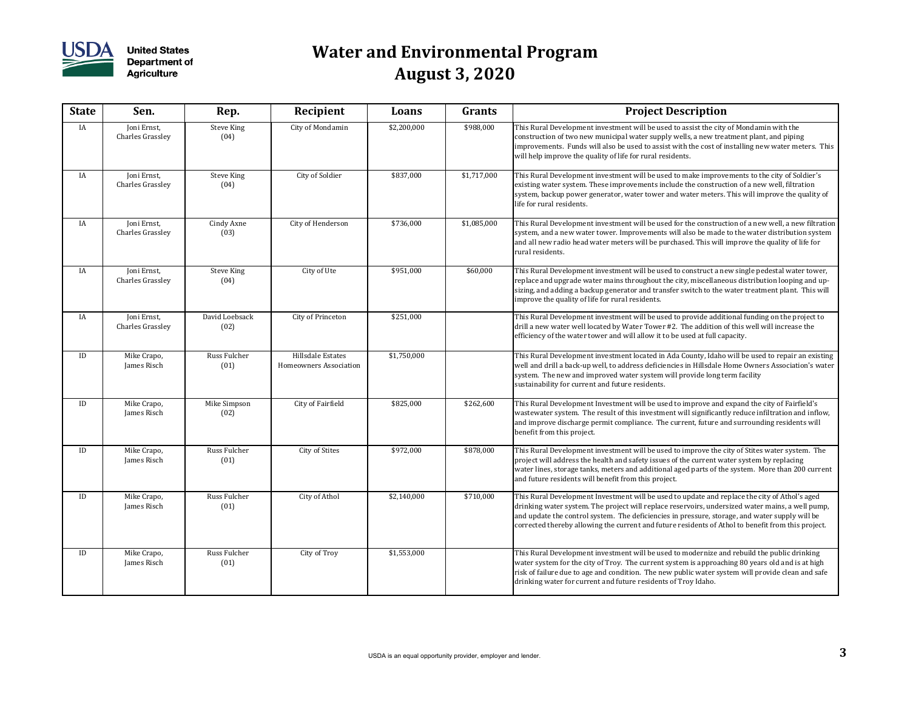# Water and Environmental Program
## August 3, 2020

| State | Sen. | Rep. | Recipient | Loans | Grants | Project Description |
|---|---|---|---|---|---|---|
| IA | Joni Ernst, Charles Grassley | Steve King (04) | City of Mondamin | $2,200,000 | $988,000 | This Rural Development investment will be used to assist the city of Mondamin with the construction of two new municipal water supply wells, a new treatment plant, and piping improvements. Funds will also be used to assist with the cost of installing new water meters. This will help improve the quality of life for rural residents. |
| IA | Joni Ernst, Charles Grassley | Steve King (04) | City of Soldier | $837,000 | $1,717,000 | This Rural Development investment will be used to make improvements to the city of Soldier's existing water system. These improvements include the construction of a new well, filtration system, backup power generator, water tower and water meters. This will improve the quality of life for rural residents. |
| IA | Joni Ernst, Charles Grassley | Cindy Axne (03) | City of Henderson | $736,000 | $1,085,000 | This Rural Development investment will be used for the construction of a new well, a new filtration system, and a new water tower. Improvements will also be made to the water distribution system and all new radio head water meters will be purchased. This will improve the quality of life for rural residents. |
| IA | Joni Ernst, Charles Grassley | Steve King (04) | City of Ute | $951,000 | $60,000 | This Rural Development investment will be used to construct a new single pedestal water tower, replace and upgrade water mains throughout the city, miscellaneous distribution looping and up-sizing, and adding a backup generator and transfer switch to the water treatment plant. This will improve the quality of life for rural residents. |
| IA | Joni Ernst, Charles Grassley | David Loebsack (02) | City of Princeton | $251,000 | | This Rural Development investment will be used to provide additional funding on the project to drill a new water well located by Water Tower #2. The addition of this well will increase the efficiency of the water tower and will allow it to be used at full capacity. |
| ID | Mike Crapo, James Risch | Russ Fulcher (01) | Hillsdale Estates Homeowners Association | $1,750,000 | | This Rural Development investment located in Ada County, Idaho will be used to repair an existing well and drill a back-up well, to address deficiencies in Hillsdale Home Owners Association's water system. The new and improved water system will provide long term facility sustainability for current and future residents. |
| ID | Mike Crapo, James Risch | Mike Simpson (02) | City of Fairfield | $825,000 | $262,600 | This Rural Development Investment will be used to improve and expand the city of Fairfield's wastewater system. The result of this investment will significantly reduce infiltration and inflow, and improve discharge permit compliance. The current, future and surrounding residents will benefit from this project. |
| ID | Mike Crapo, James Risch | Russ Fulcher (01) | City of Stites | $972,000 | $878,000 | This Rural Development investment will be used to improve the city of Stites water system. The project will address the health and safety issues of the current water system by replacing water lines, storage tanks, meters and additional aged parts of the system. More than 200 current and future residents will benefit from this project. |
| ID | Mike Crapo, James Risch | Russ Fulcher (01) | City of Athol | $2,140,000 | $710,000 | This Rural Development Investment will be used to update and replace the city of Athol's aged drinking water system. The project will replace reservoirs, undersized water mains, a well pump, and update the control system. The deficiencies in pressure, storage, and water supply will be corrected thereby allowing the current and future residents of Athol to benefit from this project. |
| ID | Mike Crapo, James Risch | Russ Fulcher (01) | City of Troy | $1,553,000 | | This Rural Development investment will be used to modernize and rebuild the public drinking water system for the city of Troy. The current system is approaching 80 years old and is at high risk of failure due to age and condition. The new public water system will provide clean and safe drinking water for current and future residents of Troy Idaho. |

USDA is an equal opportunity provider, employer and lender.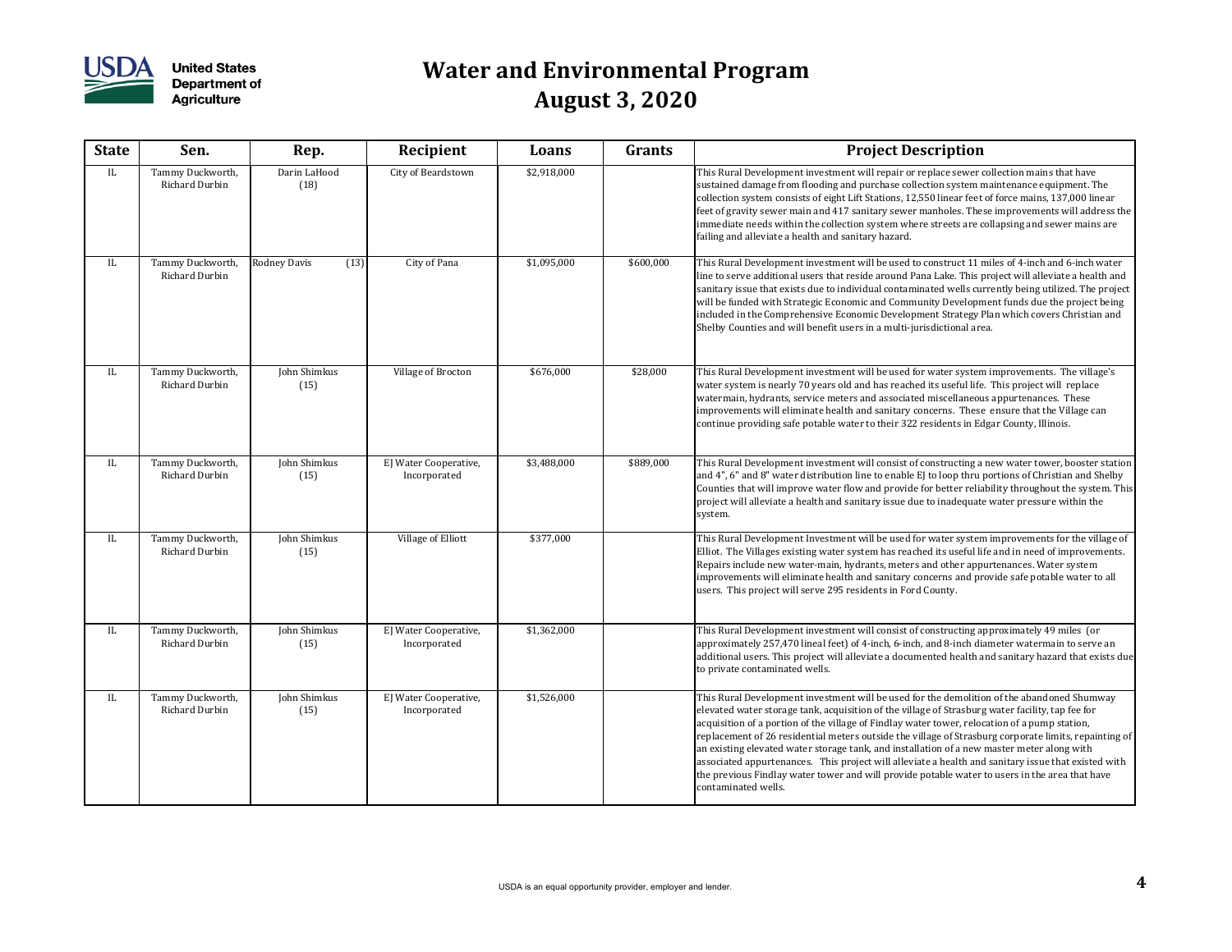# Water and Environmental Program

## August 3, 2020

| State | Sen. | Rep. | Recipient | Loans | Grants | Project Description |
|---|---|---|---|---|---|---|
| IL | Tammy Duckworth, Richard Durbin | Darin LaHood (18) | City of Beardstown | $2,918,000 | | This Rural Development investment will repair or replace sewer collection mains that have sustained damage from flooding and purchase collection system maintenance equipment. The collection system consists of eight Lift Stations, 12,550 linear feet of force mains, 137,000 linear feet of gravity sewer main and 417 sanitary sewer manholes. These improvements will address the immediate needs within the collection system where streets are collapsing and sewer mains are failing and alleviate a health and sanitary hazard. |
| IL | Tammy Duckworth, Richard Durbin | Rodney Davis (13) | City of Pana | $1,095,000 | $600,000 | This Rural Development investment will be used to construct 11 miles of 4-inch and 6-inch water line to serve additional users that reside around Pana Lake. This project will alleviate a health and sanitary issue that exists due to individual contaminated wells currently being utilized. The project will be funded with Strategic Economic and Community Development funds due the project being included in the Comprehensive Economic Development Strategy Plan which covers Christian and Shelby Counties and will benefit users in a multi-jurisdictional area. |
| IL | Tammy Duckworth, Richard Durbin | John Shimkus (15) | Village of Brocton | $676,000 | $28,000 | This Rural Development investment will be used for water system improvements. The village's water system is nearly 70 years old and has reached its useful life. This project will replace watermain, hydrants, service meters and associated miscellaneous appurtenances. These improvements will eliminate health and sanitary concerns. These ensure that the Village can continue providing safe potable water to their 322 residents in Edgar County, Illinois. |
| IL | Tammy Duckworth, Richard Durbin | John Shimkus (15) | EJ Water Cooperative, Incorporated | $3,488,000 | $889,000 | This Rural Development investment will consist of constructing a new water tower, booster station and 4", 6" and 8" water distribution line to enable EJ to loop thru portions of Christian and Shelby Counties that will improve water flow and provide for better reliability throughout the system. This project will alleviate a health and sanitary issue due to inadequate water pressure within the system. |
| IL | Tammy Duckworth, Richard Durbin | John Shimkus (15) | Village of Elliott | $377,000 | | This Rural Development Investment will be used for water system improvements for the village of Elliot. The Villages existing water system has reached its useful life and in need of improvements. Repairs include new water-main, hydrants, meters and other appurtenances. Water system improvements will eliminate health and sanitary concerns and provide safe potable water to all users. This project will serve 295 residents in Ford County. |
| IL | Tammy Duckworth, Richard Durbin | John Shimkus (15) | EJ Water Cooperative, Incorporated | $1,362,000 | | This Rural Development investment will consist of constructing approximately 49 miles (or approximately 257,470 lineal feet) of 4-inch, 6-inch, and 8-inch diameter watermain to serve an additional users. This project will alleviate a documented health and sanitary hazard that exists due to private contaminated wells. |
| IL | Tammy Duckworth, Richard Durbin | John Shimkus (15) | EJ Water Cooperative, Incorporated | $1,526,000 | | This Rural Development investment will be used for the demolition of the abandoned Shumway elevated water storage tank, acquisition of the village of Strasburg water facility, tap fee for acquisition of a portion of the village of Findlay water tower, relocation of a pump station, replacement of 26 residential meters outside the village of Strasburg corporate limits, repainting of an existing elevated water storage tank, and installation of a new master meter along with associated appurtenances. This project will alleviate a health and sanitary issue that existed with the previous Findlay water tower and will provide potable water to users in the area that have contaminated wells. |

USDA is an equal opportunity provider, employer and lender.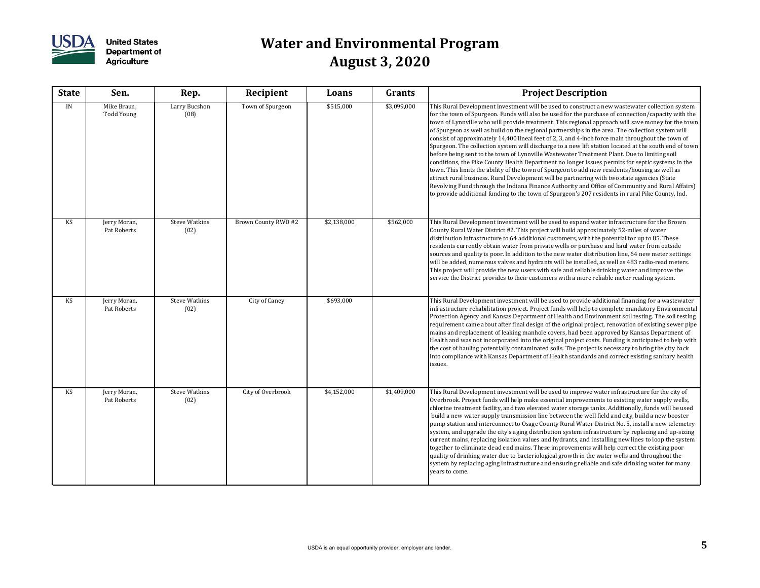# Water and Environmental Program
## August 3, 2020

| State | Sen. | Rep. | Recipient | Loans | Grants | Project Description |
|---|---|---|---|---|---|---|
| IN | Mike Braun, Todd Young | Larry Bucshon (08) | Town of Spurgeon | $515,000 | $3,099,000 | This Rural Development investment will be used to construct a new wastewater collection system for the town of Spurgeon. Funds will also be used for the purchase of connection/capacity with the town of Lynnville who will provide treatment. This regional approach will save money for the town of Spurgeon as well as build on the regional partnerships in the area. The collection system will consist of approximately 14,400 lineal feet of 2, 3, and 4-inch force main throughout the town of Spurgeon. The collection system will discharge to a new lift station located at the south end of town before being sent to the town of Lynnville Wastewater Treatment Plant. Due to limiting soil conditions, the Pike County Health Department no longer issues permits for septic systems in the town. This limits the ability of the town of Spurgeon to add new residents/housing as well as attract rural business. Rural Development will be partnering with two state agencies (State Revolving Fund through the Indiana Finance Authority and Office of Community and Rural Affairs) to provide additional funding to the town of Spurgeon's 207 residents in rural Pike County, Ind. |
| KS | Jerry Moran, Pat Roberts | Steve Watkins (02) | Brown County RWD #2 | $2,138,000 | $562,000 | This Rural Development investment will be used to expand water infrastructure for the Brown County Rural Water District #2. This project will build approximately 52-miles of water distribution infrastructure to 64 additional customers, with the potential for up to 85. These residents currently obtain water from private wells or purchase and haul water from outside sources and quality is poor. In addition to the new water distribution line, 64 new meter settings will be added, numerous valves and hydrants will be installed, as well as 483 radio-read meters. This project will provide the new users with safe and reliable drinking water and improve the service the District provides to their customers with a more reliable meter reading system. |
| KS | Jerry Moran, Pat Roberts | Steve Watkins (02) | City of Caney | $693,000 | | This Rural Development investment will be used to provide additional financing for a wastewater infrastructure rehabilitation project. Project funds will help to complete mandatory Environmental Protection Agency and Kansas Department of Health and Environment soil testing. The soil testing requirement came about after final design of the original project, renovation of existing sewer pipe mains and replacement of leaking manhole covers, had been approved by Kansas Department of Health and was not incorporated into the original project costs. Funding is anticipated to help with the cost of hauling potentially contaminated soils. The project is necessary to bring the city back into compliance with Kansas Department of Health standards and correct existing sanitary health issues. |
| KS | Jerry Moran, Pat Roberts | Steve Watkins (02) | City of Overbrook | $4,152,000 | $1,409,000 | This Rural Development investment will be used to improve water infrastructure for the city of Overbrook. Project funds will help make essential improvements to existing water supply wells, chlorine treatment facility, and two elevated water storage tanks. Additionally, funds will be used build a new water supply transmission line between the well field and city, build a new booster pump station and interconnect to Osage County Rural Water District No. 5, install a new telemetry system, and upgrade the city's aging distribution system infrastructure by replacing and up-sizing current mains, replacing isolation values and hydrants, and installing new lines to loop the system together to eliminate dead end mains. These improvements will help correct the existing poor quality of drinking water due to bacteriological growth in the water wells and throughout the system by replacing aging infrastructure and ensuring reliable and safe drinking water for many years to come. |

USDA is an equal opportunity provider, employer and lender.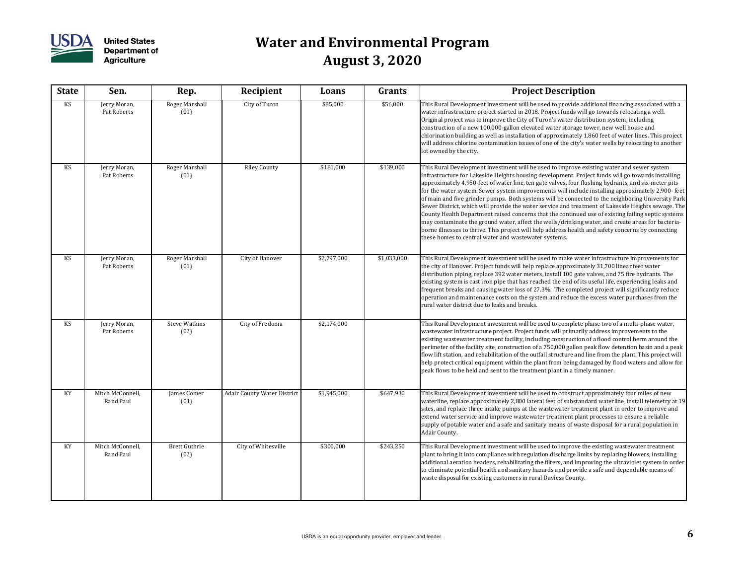# Water and Environmental Program
## August 3, 2020

| State | Sen. | Rep. | Recipient | Loans | Grants | Project Description |
|---|---|---|---|---|---|---|
| KS | Jerry Moran, Pat Roberts | Roger Marshall (01) | City of Turon | $85,000 | $56,000 | This Rural Development investment will be used to provide additional financing associated with a water infrastructure project started in 2018. Project funds will go towards relocating a well. Original project was to improve the City of Turon's water distribution system, including construction of a new 100,000-gallon elevated water storage tower, new well house and chlorination building as well as installation of approximately 1,860 feet of water lines. This project will address chlorine contamination issues of one of the city's water wells by relocating to another lot owned by the city. |
| KS | Jerry Moran, Pat Roberts | Roger Marshall (01) | Riley County | $181,000 | $139,000 | This Rural Development investment will be used to improve existing water and sewer system infrastructure for Lakeside Heights housing development. Project funds will go towards installing approximately 4,950-feet of water line, ten gate valves, four flushing hydrants, and six-meter pits for the water system. Sewer system improvements will include installing approximately 2,900- feet of main and five grinder pumps. Both systems will be connected to the neighboring University Park Sewer District, which will provide the water service and treatment of Lakeside Heights sewage. The County Health Department raised concerns that the continued use of existing failing septic systems may contaminate the ground water, affect the wells/drinking water, and create areas for bacteria-borne illnesses to thrive. This project will help address health and safety concerns by connecting these homes to central water and wastewater systems. |
| KS | Jerry Moran, Pat Roberts | Roger Marshall (01) | City of Hanover | $2,797,000 | $1,033,000 | This Rural Development investment will be used to make water infrastructure improvements for the city of Hanover. Project funds will help replace approximately 31,700 linear feet water distribution piping, replace 392 water meters, install 100 gate valves, and 75 fire hydrants. The existing system is cast iron pipe that has reached the end of its useful life, experiencing leaks and frequent breaks and causing water loss of 27.3%. The completed project will significantly reduce operation and maintenance costs on the system and reduce the excess water purchases from the rural water district due to leaks and breaks. |
| KS | Jerry Moran, Pat Roberts | Steve Watkins (02) | City of Fredonia | $2,174,000 | | This Rural Development investment will be used to complete phase two of a multi-phase water, wastewater infrastructure project. Project funds will primarily address improvements to the existing wastewater treatment facility, including construction of a flood control berm around the perimeter of the facility site, construction of a 750,000 gallon peak flow detention basin and a peak flow lift station, and rehabilitation of the outfall structure and line from the plant. This project will help protect critical equipment within the plant from being damaged by flood waters and allow for peak flows to be held and sent to the treatment plant in a timely manner. |
| KY | Mitch McConnell, Rand Paul | James Comer (01) | Adair County Water District | $1,945,000 | $647,930 | This Rural Development investment will be used to construct approximately four miles of new waterline, replace approximately 2,800 lateral feet of substandard waterline, install telemetry at 19 sites, and replace three intake pumps at the wastewater treatment plant in order to improve and extend water service and improve wastewater treatment plant processes to ensure a reliable supply of potable water and a safe and sanitary means of waste disposal for a rural population in Adair County. |
| KY | Mitch McConnell, Rand Paul | Brett Guthrie (02) | City of Whitesville | $300,000 | $243,250 | This Rural Development investment will be used to improve the existing wastewater treatment plant to bring it into compliance with regulation discharge limits by replacing blowers, installing additional aeration headers, rehabilitating the filters, and improving the ultraviolet system in order to eliminate potential health and sanitary hazards and provide a safe and dependable means of waste disposal for existing customers in rural Daviess County. |

USDA is an equal opportunity provider, employer and lender.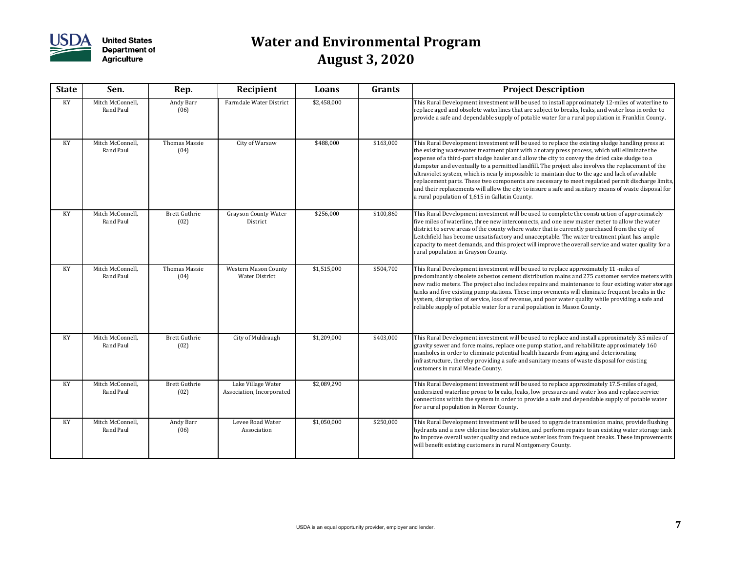# Water and Environmental Program

## August 3, 2020

| State | Sen. | Rep. | Recipient | Loans | Grants | Project Description |
|---|---|---|---|---|---|---|
| KY | Mitch McConnell, Rand Paul | Andy Barr (06) | Farmdale Water District | $2,458,000 | | This Rural Development investment will be used to install approximately 12-miles of waterline to replace aged and obsolete waterlines that are subject to breaks, leaks, and water loss in order to provide a safe and dependable supply of potable water for a rural population in Franklin County. |
| KY | Mitch McConnell, Rand Paul | Thomas Massie (04) | City of Warsaw | $488,000 | $163,000 | This Rural Development investment will be used to replace the existing sludge handling press at the existing wastewater treatment plant with a rotary press process, which will eliminate the expense of a third-part sludge hauler and allow the city to convey the dried cake sludge to a dumpster and eventually to a permitted landfill. The project also involves the replacement of the ultraviolet system, which is nearly impossible to maintain due to the age and lack of available replacement parts. These two components are necessary to meet regulated permit discharge limits, and their replacements will allow the city to insure a safe and sanitary means of waste disposal for a rural population of 1,615 in Gallatin County. |
| KY | Mitch McConnell, Rand Paul | Brett Guthrie (02) | Grayson County Water District | $256,000 | $100,860 | This Rural Development investment will be used to complete the construction of approximately five miles of waterline, three new interconnects, and one new master meter to allow the water district to serve areas of the county where water that is currently purchased from the city of Leitchfield has become unsatisfactory and unacceptable. The water treatment plant has ample capacity to meet demands, and this project will improve the overall service and water quality for a rural population in Grayson County. |
| KY | Mitch McConnell, Rand Paul | Thomas Massie (04) | Western Mason County Water District | $1,515,000 | $504,700 | This Rural Development investment will be used to replace approximately 11 -miles of predominantly obsolete asbestos cement distribution mains and 275 customer service meters with new radio meters. The project also includes repairs and maintenance to four existing water storage tanks and five existing pump stations. These improvements will eliminate frequent breaks in the system, disruption of service, loss of revenue, and poor water quality while providing a safe and reliable supply of potable water for a rural population in Mason County. |
| KY | Mitch McConnell, Rand Paul | Brett Guthrie (02) | City of Muldraugh | $1,209,000 | $403,000 | This Rural Development investment will be used to replace and install approximately 3.5 miles of gravity sewer and force mains, replace one pump station, and rehabilitate approximately 160 manholes in order to eliminate potential health hazards from aging and deteriorating infrastructure, thereby providing a safe and sanitary means of waste disposal for existing customers in rural Meade County. |
| KY | Mitch McConnell, Rand Paul | Brett Guthrie (02) | Lake Village Water Association, Incorporated | $2,089,290 | | This Rural Development investment will be used to replace approximately 17.5-miles of aged, undersized waterline prone to breaks, leaks, low pressures and water loss and replace service connections within the system in order to provide a safe and dependable supply of potable water for a rural population in Mercer County. |
| KY | Mitch McConnell, Rand Paul | Andy Barr (06) | Levee Road Water Association | $1,050,000 | $250,000 | This Rural Development investment will be used to upgrade transmission mains, provide flushing hydrants and a new chlorine booster station, and perform repairs to an existing water storage tank to improve overall water quality and reduce water loss from frequent breaks. These improvements will benefit existing customers in rural Montgomery County. |

USDA is an equal opportunity provider, employer and lender.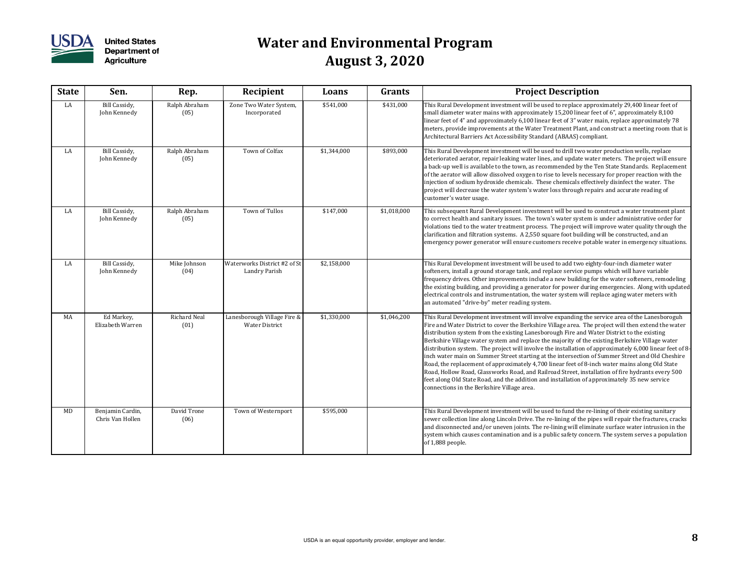# Water and Environmental Program

## August 3, 2020

| State | Sen. | Rep. | Recipient | Loans | Grants | Project Description |
|---|---|---|---|---|---|---|
| LA | Bill Cassidy, John Kennedy | Ralph Abraham (05) | Zone Two Water System, Incorporated | $541,000 | $431,000 | This Rural Development investment will be used to replace approximately 29,400 linear feet of small diameter water mains with approximately 15,200 linear feet of 6", approximately 8,100 linear feet of 4" and approximately 6,100 linear feet of 3" water main, replace approximately 78 meters, provide improvements at the Water Treatment Plant, and construct a meeting room that is Architectural Barriers Act Accessibility Standard (ABAAS) compliant. |
| LA | Bill Cassidy, John Kennedy | Ralph Abraham (05) | Town of Colfax | $1,344,000 | $893,000 | This Rural Development investment will be used to drill two water production wells, replace deteriorated aerator, repair leaking water lines, and update water meters. The project will ensure a back-up well is available to the town, as recommended by the Ten State Standards. Replacement of the aerator will allow dissolved oxygen to rise to levels necessary for proper reaction with the injection of sodium hydroxide chemicals. These chemicals effectively disinfect the water. The project will decrease the water system's water loss through repairs and accurate reading of customer's water usage. |
| LA | Bill Cassidy, John Kennedy | Ralph Abraham (05) | Town of Tullos | $147,000 | $1,018,000 | This subsequent Rural Development investment will be used to construct a water treatment plant to correct health and sanitary issues. The town's water system is under administrative order for violations tied to the water treatment process. The project will improve water quality through the clarification and filtration systems. A 2,550 square foot building will be constructed, and an emergency power generator will ensure customers receive potable water in emergency situations. |
| LA | Bill Cassidy, John Kennedy | Mike Johnson (04) | Waterworks District #2 of St Landry Parish | $2,158,000 | | This Rural Development investment will be used to add two eighty-four-inch diameter water softeners, install a ground storage tank, and replace service pumps which will have variable frequency drives. Other improvements include a new building for the water softeners, remodeling the existing building, and providing a generator for power during emergencies. Along with updated electrical controls and instrumentation, the water system will replace aging water meters with an automated "drive-by" meter reading system. |
| MA | Ed Markey, Elizabeth Warren | Richard Neal (01) | Lanesborough Village Fire & Water District | $1,330,000 | $1,046,200 | This Rural Development investment will involve expanding the service area of the Lanesboroguh Fire and Water District to cover the Berkshire Village area. The project will then extend the water distribution system from the existing Lanesborough Fire and Water District to the existing Berkshire Village water system and replace the majority of the existing Berkshire Village water distribution system. The project will involve the installation of approximately 6,000 linear feet of 8-inch water main on Summer Street starting at the intersection of Summer Street and Old Cheshire Road, the replacement of approximately 4,700 linear feet of 8-inch water mains along Old State Road, Hollow Road, Glassworks Road, and Railroad Street, installation of fire hydrants every 500 feet along Old State Road, and the addition and installation of approximately 35 new service connections in the Berkshire Village area. |
| MD | Benjamin Cardin, Chris Van Hollen | David Trone (06) | Town of Westernport | $595,000 | | This Rural Development investment will be used to fund the re-lining of their existing sanitary sewer collection line along Lincoln Drive. The re-lining of the pipes will repair the fractures, cracks and disconnected and/or uneven joints. The re-lining will eliminate surface water intrusion in the system which causes contamination and is a public safety concern. The system serves a population of 1,888 people. |

USDA is an equal opportunity provider, employer and lender.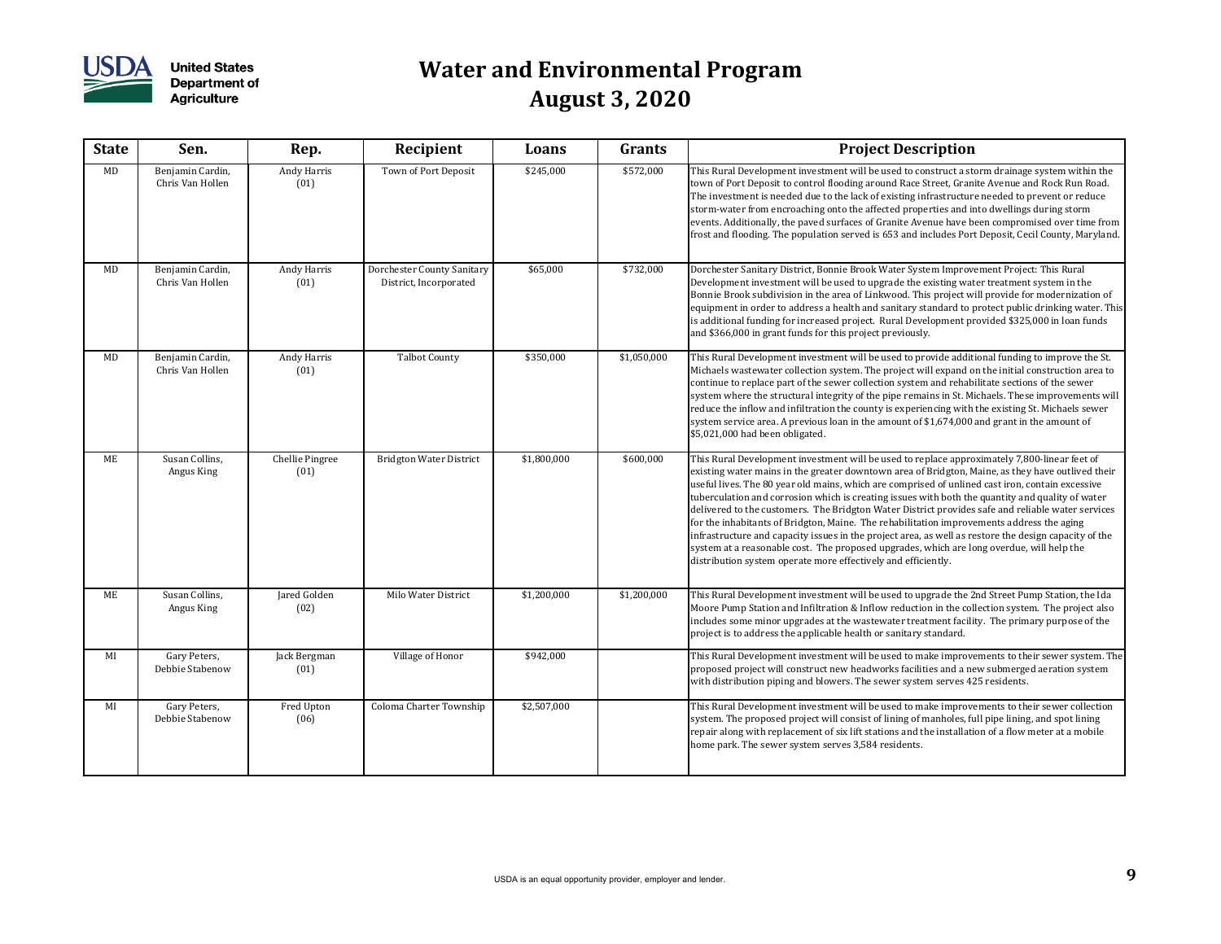# Water and Environmental Program
# August 3, 2020

| State | Sen. | Rep. | Recipient | Loans | Grants | Project Description |
|---|---|---|---|---|---|---|
| MD | Benjamin Cardin, Chris Van Hollen | Andy Harris (01) | Town of Port Deposit | $245,000 | $572,000 | This Rural Development investment will be used to construct a storm drainage system within the town of Port Deposit to control flooding around Race Street, Granite Avenue and Rock Run Road. The investment is needed due to the lack of existing infrastructure needed to prevent or reduce storm-water from encroaching onto the affected properties and into dwellings during storm events. Additionally, the paved surfaces of Granite Avenue have been compromised over time from frost and flooding. The population served is 653 and includes Port Deposit, Cecil County, Maryland. |
| MD | Benjamin Cardin, Chris Van Hollen | Andy Harris (01) | Dorchester County Sanitary District, Incorporated | $65,000 | $732,000 | Dorchester Sanitary District, Bonnie Brook Water System Improvement Project: This Rural Development investment will be used to upgrade the existing water treatment system in the Bonnie Brook subdivision in the area of Linkwood. This project will provide for modernization of equipment in order to address a health and sanitary standard to protect public drinking water. This is additional funding for increased project. Rural Development provided $325,000 in loan funds and $366,000 in grant funds for this project previously. |
| MD | Benjamin Cardin, Chris Van Hollen | Andy Harris (01) | Talbot County | $350,000 | $1,050,000 | This Rural Development investment will be used to provide additional funding to improve the St. Michaels wastewater collection system. The project will expand on the initial construction area to continue to replace part of the sewer collection system and rehabilitate sections of the sewer system where the structural integrity of the pipe remains in St. Michaels. These improvements will reduce the inflow and infiltration the county is experiencing with the existing St. Michaels sewer system service area. A previous loan in the amount of $1,674,000 and grant in the amount of $5,021,000 had been obligated. |
| ME | Susan Collins, Angus King | Chellie Pingree (01) | Bridgton Water District | $1,800,000 | $600,000 | This Rural Development investment will be used to replace approximately 7,800-linear feet of existing water mains in the greater downtown area of Bridgton, Maine, as they have outlived their useful lives. The 80 year old mains, which are comprised of unlined cast iron, contain excessive tuberculation and corrosion which is creating issues with both the quantity and quality of water delivered to the customers. The Bridgton Water District provides safe and reliable water services for the inhabitants of Bridgton, Maine. The rehabilitation improvements address the aging infrastructure and capacity issues in the project area, as well as restore the design capacity of the system at a reasonable cost. The proposed upgrades, which are long overdue, will help the distribution system operate more effectively and efficiently. |
| ME | Susan Collins, Angus King | Jared Golden (02) | Milo Water District | $1,200,000 | $1,200,000 | This Rural Development investment will be used to upgrade the 2nd Street Pump Station, the Ida Moore Pump Station and Infiltration & Inflow reduction in the collection system. The project also includes some minor upgrades at the wastewater treatment facility. The primary purpose of the project is to address the applicable health or sanitary standard. |
| MI | Gary Peters, Debbie Stabenow | Jack Bergman (01) | Village of Honor | $942,000 | | This Rural Development investment will be used to make improvements to their sewer system. The proposed project will construct new headworks facilities and a new submerged aeration system with distribution piping and blowers. The sewer system serves 425 residents. |
| MI | Gary Peters, Debbie Stabenow | Fred Upton (06) | Coloma Charter Township | $2,507,000 | | This Rural Development investment will be used to make improvements to their sewer collection system. The proposed project will consist of lining of manholes, full pipe lining, and spot lining repair along with replacement of six lift stations and the installation of a flow meter at a mobile home park. The sewer system serves 3,584 residents. |

USDA is an equal opportunity provider, employer and lender.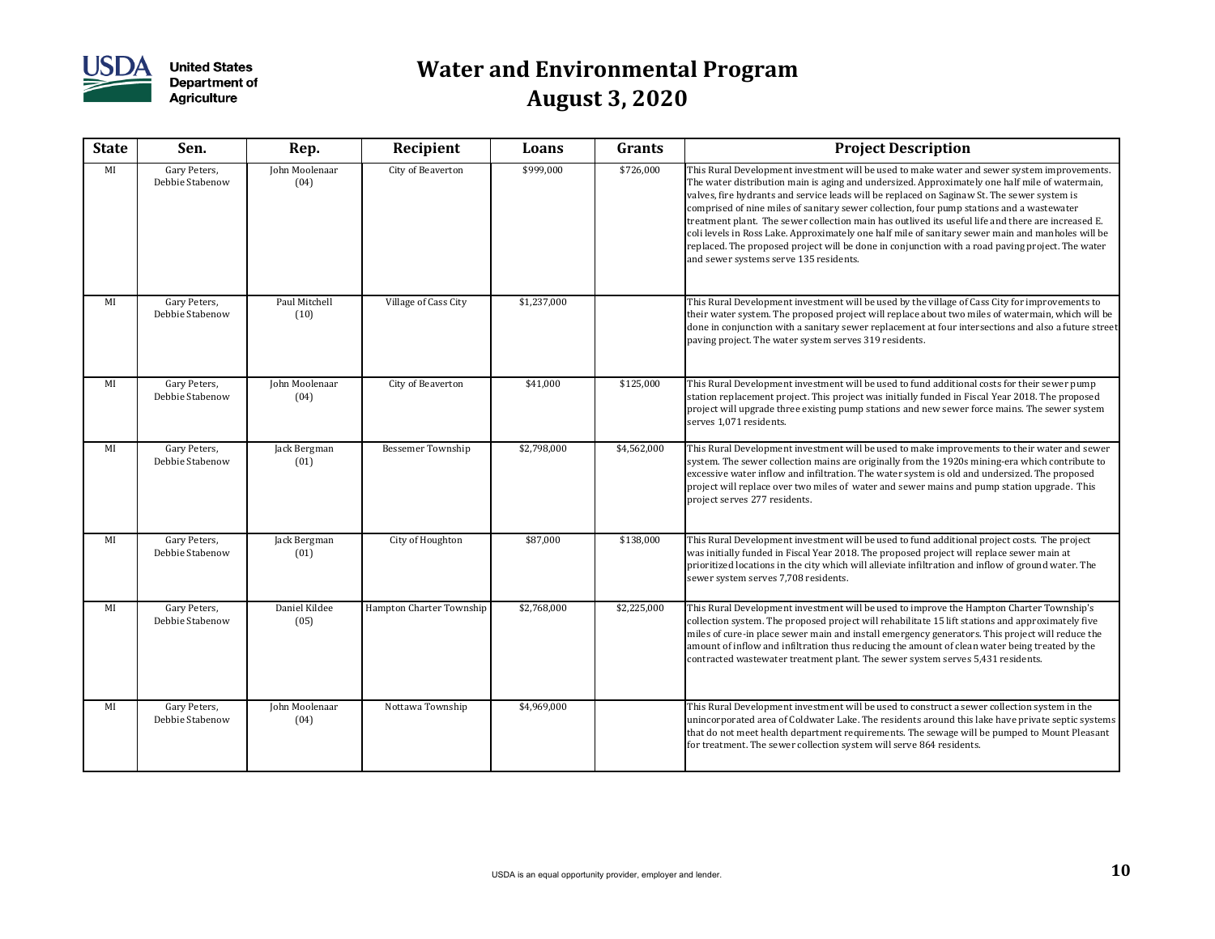# Water and Environmental Program

## August 3, 2020

| State | Sen. | Rep. | Recipient | Loans | Grants | Project Description |
|---|---|---|---|---|---|---|
| MI | Gary Peters, Debbie Stabenow | John Moolenaar (04) | City of Beaverton | $999,000 | $726,000 | This Rural Development investment will be used to make water and sewer system improvements. The water distribution main is aging and undersized. Approximately one half mile of watermain, valves, fire hydrants and service leads will be replaced on Saginaw St. The sewer system is comprised of nine miles of sanitary sewer collection, four pump stations and a wastewater treatment plant. The sewer collection main has outlived its useful life and there are increased E. coli levels in Ross Lake. Approximately one half mile of sanitary sewer main and manholes will be replaced. The proposed project will be done in conjunction with a road paving project. The water and sewer systems serve 135 residents. |
| MI | Gary Peters, Debbie Stabenow | Paul Mitchell (10) | Village of Cass City | $1,237,000 | | This Rural Development investment will be used by the village of Cass City for improvements to their water system. The proposed project will replace about two miles of watermain, which will be done in conjunction with a sanitary sewer replacement at four intersections and also a future street paving project. The water system serves 319 residents. |
| MI | Gary Peters, Debbie Stabenow | John Moolenaar (04) | City of Beaverton | $41,000 | $125,000 | This Rural Development investment will be used to fund additional costs for their sewer pump station replacement project. This project was initially funded in Fiscal Year 2018. The proposed project will upgrade three existing pump stations and new sewer force mains. The sewer system serves 1,071 residents. |
| MI | Gary Peters, Debbie Stabenow | Jack Bergman (01) | Bessemer Township | $2,798,000 | $4,562,000 | This Rural Development investment will be used to make improvements to their water and sewer system. The sewer collection mains are originally from the 1920s mining-era which contribute to excessive water inflow and infiltration. The water system is old and undersized. The proposed project will replace over two miles of water and sewer mains and pump station upgrade. This project serves 277 residents. |
| MI | Gary Peters, Debbie Stabenow | Jack Bergman (01) | City of Houghton | $87,000 | $138,000 | This Rural Development investment will be used to fund additional project costs. The project was initially funded in Fiscal Year 2018. The proposed project will replace sewer main at prioritized locations in the city which will alleviate infiltration and inflow of ground water. The sewer system serves 7,708 residents. |
| MI | Gary Peters, Debbie Stabenow | Daniel Kildee (05) | Hampton Charter Township | $2,768,000 | $2,225,000 | This Rural Development investment will be used to improve the Hampton Charter Township's collection system. The proposed project will rehabilitate 15 lift stations and approximately five miles of cure-in place sewer main and install emergency generators. This project will reduce the amount of inflow and infiltration thus reducing the amount of clean water being treated by the contracted wastewater treatment plant. The sewer system serves 5,431 residents. |
| MI | Gary Peters, Debbie Stabenow | John Moolenaar (04) | Nottawa Township | $4,969,000 | | This Rural Development investment will be used to construct a sewer collection system in the unincorporated area of Coldwater Lake. The residents around this lake have private septic systems that do not meet health department requirements. The sewage will be pumped to Mount Pleasant for treatment. The sewer collection system will serve 864 residents. |

USDA is an equal opportunity provider, employer and lender.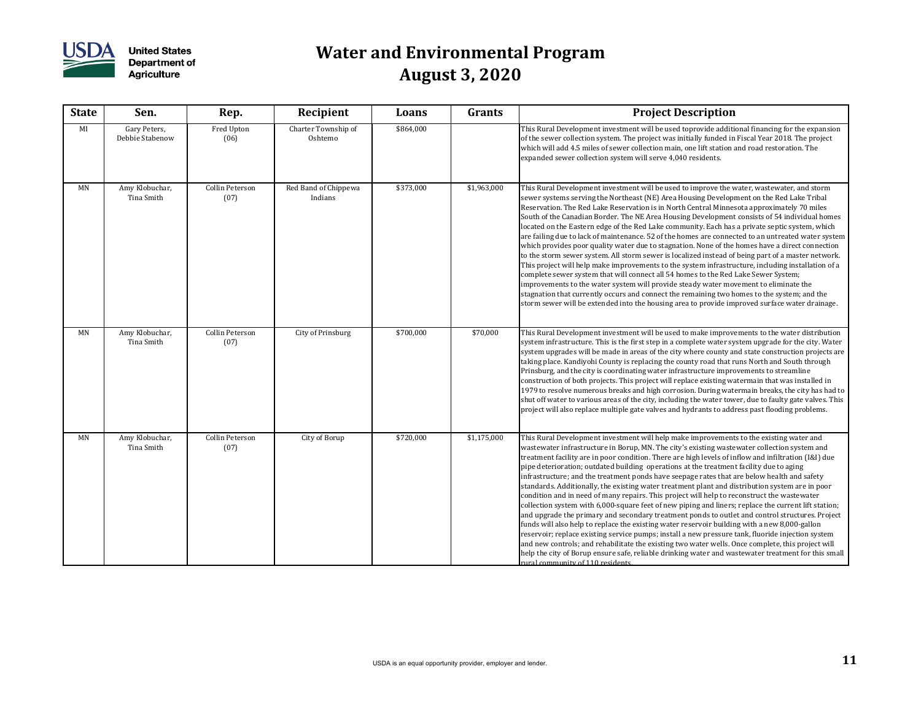# Water and Environmental Program

## August 3, 2020

| State | Sen. | Rep. | Recipient | Loans | Grants | Project Description |
|---|---|---|---|---|---|---|
| MI | Gary Peters, Debbie Stabenow | Fred Upton (06) | Charter Township of Oshtemo | $864,000 | | This Rural Development investment will be used toprovide additional financing for the expansion of the sewer collection system. The project was initially funded in Fiscal Year 2018. The project which will add 4.5 miles of sewer collection main, one lift station and road restoration. The expanded sewer collection system will serve 4,040 residents. |
| MN | Amy Klobuchar, Tina Smith | Collin Peterson (07) | Red Band of Chippewa Indians | $373,000 | $1,963,000 | This Rural Development investment will be used to improve the water, wastewater, and storm sewer systems serving the Northeast (NE) Area Housing Development on the Red Lake Tribal Reservation. The Red Lake Reservation is in North Central Minnesota approximately 70 miles South of the Canadian Border. The NE Area Housing Development consists of 54 individual homes located on the Eastern edge of the Red Lake community. Each has a private septic system, which are failing due to lack of maintenance. 52 of the homes are connected to an untreated water system which provides poor quality water due to stagnation. None of the homes have a direct connection to the storm sewer system. All storm sewer is localized instead of being part of a master network. This project will help make improvements to the system infrastructure, including installation of a complete sewer system that will connect all 54 homes to the Red Lake Sewer System; improvements to the water system will provide steady water movement to eliminate the stagnation that currently occurs and connect the remaining two homes to the system; and the storm sewer will be extended into the housing area to provide improved surface water drainage. |
| MN | Amy Klobuchar, Tina Smith | Collin Peterson (07) | City of Prinsburg | $700,000 | $70,000 | This Rural Development investment will be used to make improvements to the water distribution system infrastructure. This is the first step in a complete water system upgrade for the city. Water system upgrades will be made in areas of the city where county and state construction projects are taking place. Kandiyohi County is replacing the county road that runs North and South through Prinsburg, and the city is coordinating water infrastructure improvements to streamline construction of both projects. This project will replace existing watermain that was installed in 1979 to resolve numerous breaks and high corrosion. During watermain breaks, the city has had to shut off water to various areas of the city, including the water tower, due to faulty gate valves. This project will also replace multiple gate valves and hydrants to address past flooding problems. |
| MN | Amy Klobuchar, Tina Smith | Collin Peterson (07) | City of Borup | $720,000 | $1,175,000 | This Rural Development investment will help make improvements to the existing water and wastewater infrastructure in Borup, MN. The city's existing wastewater collection system and treatment facility are in poor condition. There are high levels of inflow and infiltration (I&I) due pipe deterioration; outdated building operations at the treatment facility due to aging infrastructure; and the treatment ponds have seepage rates that are below health and safety standards. Additionally, the existing water treatment plant and distribution system are in poor condition and in need of many repairs. This project will help to reconstruct the wastewater collection system with 6,000-square feet of new piping and liners; replace the current lift station; and upgrade the primary and secondary treatment ponds to outlet and control structures. Project funds will also help to replace the existing water reservoir building with a new 8,000-gallon reservoir; replace existing service pumps; install a new pressure tank, fluoride injection system and new controls; and rehabilitate the existing two water wells. Once complete, this project will help the city of Borup ensure safe, reliable drinking water and wastewater treatment for this small rural community of 110 residents. |

USDA is an equal opportunity provider, employer and lender.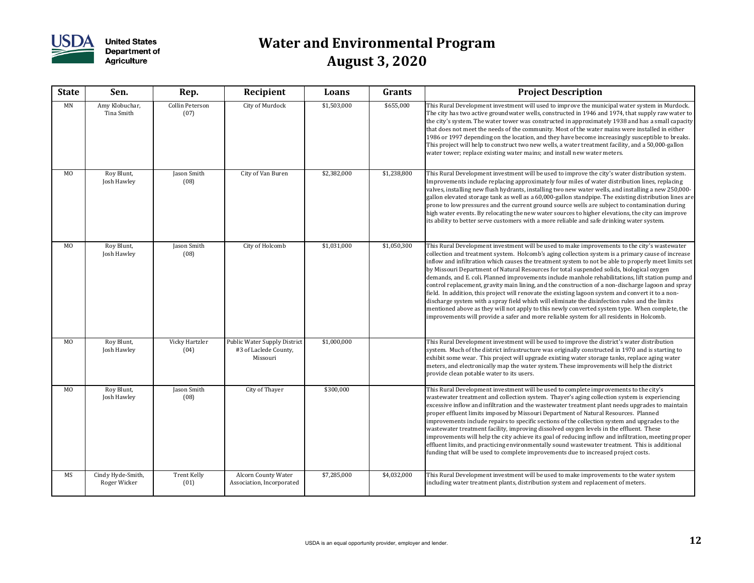# Water and Environmental Program

## August 3, 2020

| State | Sen. | Rep. | Recipient | Loans | Grants | Project Description |
|---|---|---|---|---|---|---|
| MN | Amy Klobuchar, Tina Smith | Collin Peterson (07) | City of Murdock | $1,503,000 | $655,000 | This Rural Development investment will used to improve the municipal water system in Murdock. The city has two active groundwater wells, constructed in 1946 and 1974, that supply raw water to the city's system. The water tower was constructed in approximately 1938 and has a small capacity that does not meet the needs of the community. Most of the water mains were installed in either 1986 or 1997 depending on the location, and they have become increasingly susceptible to breaks. This project will help to construct two new wells, a water treatment facility, and a 50,000-gallon water tower; replace existing water mains; and install new water meters. |
| MO | Roy Blunt, Josh Hawley | Jason Smith (08) | City of Van Buren | $2,382,000 | $1,238,800 | This Rural Development investment will be used to improve the city's water distribution system. Improvements include replacing approximately four miles of water distribution lines, replacing valves, installing new flush hydrants, installing two new water wells, and installing a new 250,000-gallon elevated storage tank as well as a 60,000-gallon standpipe. The existing distribution lines are prone to low pressures and the current ground source wells are subject to contamination during high water events. By relocating the new water sources to higher elevations, the city can improve its ability to better serve customers with a more reliable and safe drinking water system. |
| MO | Roy Blunt, Josh Hawley | Jason Smith (08) | City of Holcomb | $1,031,000 | $1,050,300 | This Rural Development investment will be used to make improvements to the city's wastewater collection and treatment system. Holcomb's aging collection system is a primary cause of increase inflow and infiltration which causes the treatment system to not be able to properly meet limits set by Missouri Department of Natural Resources for total suspended solids, biological oxygen demands, and E. coli. Planned improvements include manhole rehabilitations, lift station pump and control replacement, gravity main lining, and the construction of a non-discharge lagoon and spray field. In addition, this project will renovate the existing lagoon system and convert it to a non-discharge system with a spray field which will eliminate the disinfection rules and the limits mentioned above as they will not apply to this newly converted system type. When complete, the improvements will provide a safer and more reliable system for all residents in Holcomb. |
| MO | Roy Blunt, Josh Hawley | Vicky Hartzler (04) | Public Water Supply District #3 of Laclede County, Missouri | $1,000,000 | | This Rural Development investment will be used to improve the district's water distribution system. Much of the district infrastructure was originally constructed in 1970 and is starting to exhibit some wear. This project will upgrade existing water storage tanks, replace aging water meters, and electronically map the water system. These improvements will help the district provide clean potable water to its users. |
| MO | Roy Blunt, Josh Hawley | Jason Smith (08) | City of Thayer | $300,000 | | This Rural Development investment will be used to complete improvements to the city's wastewater treatment and collection system. Thayer's aging collection system is experiencing excessive inflow and infiltration and the wastewater treatment plant needs upgrades to maintain proper effluent limits imposed by Missouri Department of Natural Resources. Planned improvements include repairs to specific sections of the collection system and upgrades to the wastewater treatment facility, improving dissolved oxygen levels in the effluent. These improvements will help the city achieve its goal of reducing inflow and infiltration, meeting proper effluent limits, and practicing environmentally sound wastewater treatment. This is additional funding that will be used to complete improvements due to increased project costs. |
| MS | Cindy Hyde-Smith, Roger Wicker | Trent Kelly (01) | Alcorn County Water Association, Incorporated | $7,285,000 | $4,032,000 | This Rural Development investment will be used to make improvements to the water system including water treatment plants, distribution system and replacement of meters. |

USDA is an equal opportunity provider, employer and lender.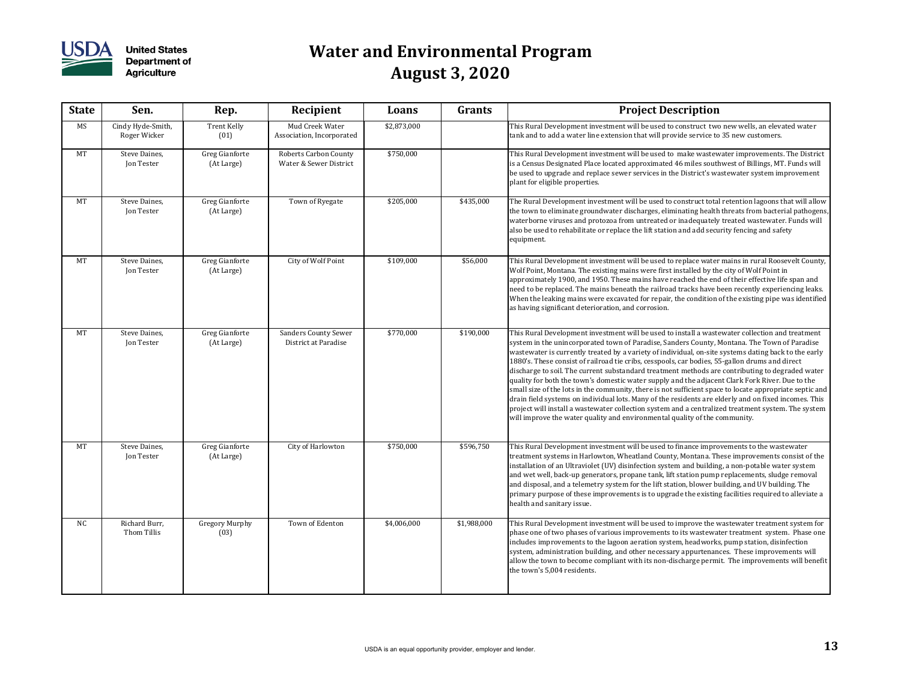# Water and Environmental Program
## August 3, 2020

| State | Sen. | Rep. | Recipient | Loans | Grants | Project Description |
|---|---|---|---|---|---|---|
| MS | Cindy Hyde-Smith, Roger Wicker | Trent Kelly (01) | Mud Creek Water Association, Incorporated | $2,873,000 | | This Rural Development investment will be used to construct two new wells, an elevated water tank and to add a water line extension that will provide service to 35 new customers. |
| MT | Steve Daines, Jon Tester | Greg Gianforte (At Large) | Roberts Carbon County Water & Sewer District | $750,000 | | This Rural Development investment will be used to make wastewater improvements. The District is a Census Designated Place located approximately 46 miles southwest of Billings, MT. Funds will be used to upgrade and replace sewer services in the District's wastewater system improvement plant for eligible properties. |
| MT | Steve Daines, Jon Tester | Greg Gianforte (At Large) | Town of Ryegate | $205,000 | $435,000 | The Rural Development investment will be used to construct total retention lagoons that will allow the town to eliminate groundwater discharges, eliminating health threats from bacterial pathogens, waterborne viruses and protozoa from untreated or inadequately treated wastewater. Funds will also be used to rehabilitate or replace the lift station and add security fencing and safety equipment. |
| MT | Steve Daines, Jon Tester | Greg Gianforte (At Large) | City of Wolf Point | $109,000 | $56,000 | This Rural Development investment will be used to replace water mains in rural Roosevelt County, Wolf Point, Montana. The existing mains were first installed by the city of Wolf Point in approximately 1900, and 1950. These mains have reached the end of their effective life span and need to be replaced. The mains beneath the railroad tracks have been recently experiencing leaks. When the leaking mains were excavated for repair, the condition of the existing pipe was identified as having significant deterioration, and corrosion. |
| MT | Steve Daines, Jon Tester | Greg Gianforte (At Large) | Sanders County Sewer District at Paradise | $770,000 | $190,000 | This Rural Development investment will be used to install a wastewater collection and treatment system in the unincorporated town of Paradise, Sanders County, Montana. The Town of Paradise wastewater is currently treated by a variety of individual, on-site systems dating back to the early 1880's. These consist of railroad tie cribs, cesspools, car bodies, 55-gallon drums and direct discharge to soil. The current substandard treatment methods are contributing to degraded water quality for both the town's domestic water supply and the adjacent Clark Fork River. Due to the small size of the lots in the community, there is not sufficient space to locate appropriate septic and drain field systems on individual lots. Many of the residents are elderly and on fixed incomes. This project will install a wastewater collection system and a centralized treatment system. The system will improve the water quality and environmental quality of the community. |
| MT | Steve Daines, Jon Tester | Greg Gianforte (At Large) | City of Harlowton | $750,000 | $596,750 | This Rural Development investment will be used to finance improvements to the wastewater treatment systems in Harlowton, Wheatland County, Montana. These improvements consist of the installation of an Ultraviolet (UV) disinfection system and building, a non-potable water system and wet well, back-up generators, propane tank, lift station pump replacements, sludge removal and disposal, and a telemetry system for the lift station, blower building, and UV building. The primary purpose of these improvements is to upgrade the existing facilities required to alleviate a health and sanitary issue. |
| NC | Richard Burr, Thom Tillis | Gregory Murphy (03) | Town of Edenton | $4,006,000 | $1,988,000 | This Rural Development investment will be used to improve the wastewater treatment system for phase one of two phases of various improvements to its wastewater treatment system. Phase one includes improvements to the lagoon aeration system, headworks, pump station, disinfection system, administration building, and other necessary appurtenances. These improvements will allow the town to become compliant with its non-discharge permit. The improvements will benefit the town's 5,004 residents. |

USDA is an equal opportunity provider, employer and lender.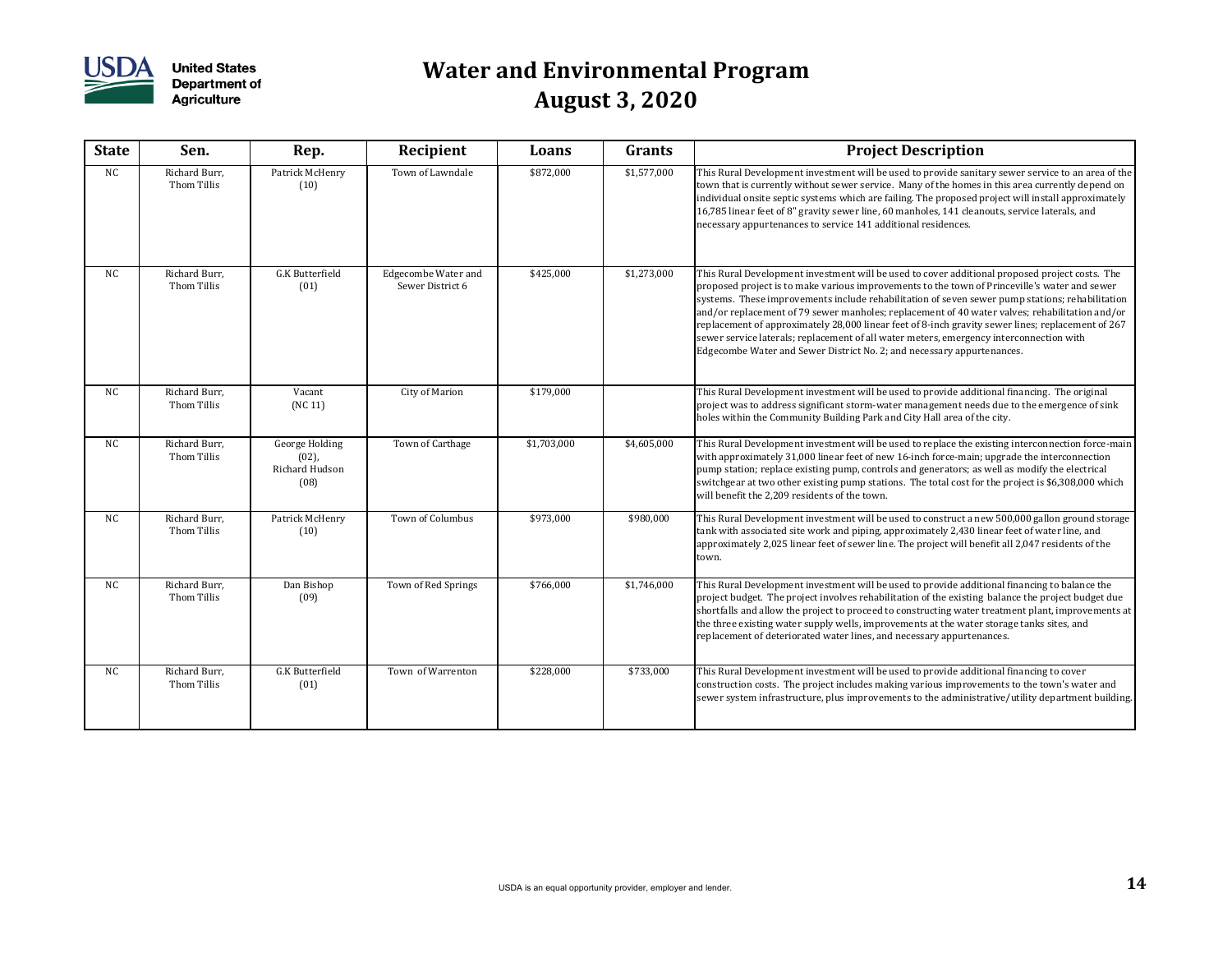# Water and Environmental Program
## August 3, 2020

| State | Sen. | Rep. | Recipient | Loans | Grants | Project Description |
|---|---|---|---|---|---|---|
| NC | Richard Burr, Thom Tillis | Patrick McHenry (10) | Town of Lawndale | $872,000 | $1,577,000 | This Rural Development investment will be used to provide sanitary sewer service to an area of the town that is currently without sewer service. Many of the homes in this area currently depend on individual onsite septic systems which are failing. The proposed project will install approximately 16,785 linear feet of 8" gravity sewer line, 60 manholes, 141 cleanouts, service laterals, and necessary appurtenances to service 141 additional residences. |
| NC | Richard Burr, Thom Tillis | G.K Butterfield (01) | Edgecombe Water and Sewer District 6 | $425,000 | $1,273,000 | This Rural Development investment will be used to cover additional proposed project costs. The proposed project is to make various improvements to the town of Princeville's water and sewer systems. These improvements include rehabilitation of seven sewer pump stations; rehabilitation and/or replacement of 79 sewer manholes; replacement of 40 water valves; rehabilitation and/or replacement of approximately 28,000 linear feet of 8-inch gravity sewer lines; replacement of 267 sewer service laterals; replacement of all water meters, emergency interconnection with Edgecombe Water and Sewer District No. 2; and necessary appurtenances. |
| NC | Richard Burr, Thom Tillis | Vacant (NC 11) | City of Marion | $179,000 | | This Rural Development investment will be used to provide additional financing. The original project was to address significant storm-water management needs due to the emergence of sink holes within the Community Building Park and City Hall area of the city. |
| NC | Richard Burr, Thom Tillis | George Holding (02), Richard Hudson (08) | Town of Carthage | $1,703,000 | $4,605,000 | This Rural Development investment will be used to replace the existing interconnection force-main with approximately 31,000 linear feet of new 16-inch force-main; upgrade the interconnection pump station; replace existing pump, controls and generators; as well as modify the electrical switchgear at two other existing pump stations. The total cost for the project is $6,308,000 which will benefit the 2,209 residents of the town. |
| NC | Richard Burr, Thom Tillis | Patrick McHenry (10) | Town of Columbus | $973,000 | $980,000 | This Rural Development investment will be used to construct a new 500,000 gallon ground storage tank with associated site work and piping, approximately 2,430 linear feet of water line, and approximately 2,025 linear feet of sewer line. The project will benefit all 2,047 residents of the town. |
| NC | Richard Burr, Thom Tillis | Dan Bishop (09) | Town of Red Springs | $766,000 | $1,746,000 | This Rural Development investment will be used to provide additional financing to balance the project budget. The project involves rehabilitation of the existing balance the project budget due shortfalls and allow the project to proceed to constructing water treatment plant, improvements at the three existing water supply wells, improvements at the water storage tanks sites, and replacement of deteriorated water lines, and necessary appurtenances. |
| NC | Richard Burr, Thom Tillis | G.K Butterfield (01) | Town of Warrenton | $228,000 | $733,000 | This Rural Development investment will be used to provide additional financing to cover construction costs. The project includes making various improvements to the town's water and sewer system infrastructure, plus improvements to the administrative/utility department building. |

USDA is an equal opportunity provider, employer and lender.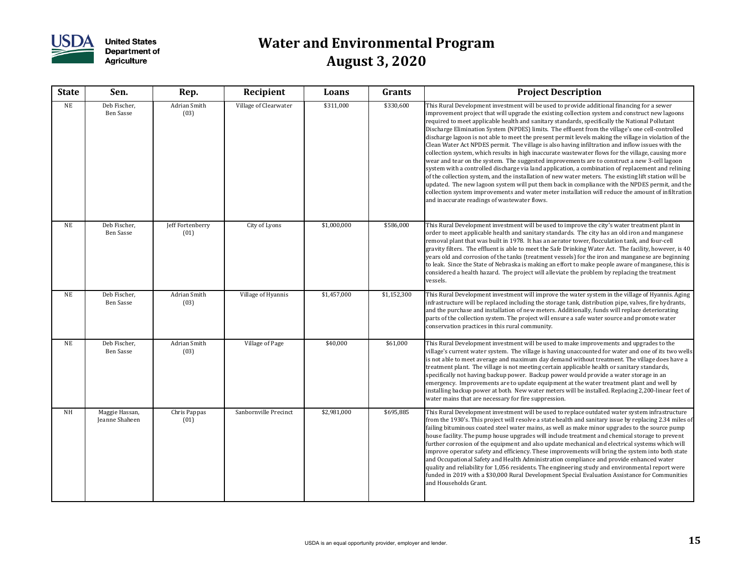# Water and Environmental Program
## August 3, 2020

| State | Sen. | Rep. | Recipient | Loans | Grants | Project Description |
|---|---|---|---|---|---|---|
| NE | Deb Fischer, Ben Sasse | Adrian Smith (03) | Village of Clearwater | $311,000 | $330,600 | This Rural Development investment will be used to provide additional financing for a sewer improvement project that will upgrade the existing collection system and construct new lagoons required to meet applicable health and sanitary standards, specifically the National Pollutant Discharge Elimination System (NPDES) limits. The effluent from the village's one cell-controlled discharge lagoon is not able to meet the present permit levels making the village in violation of the Clean Water Act NPDES permit. The village is also having infiltration and inflow issues with the collection system, which results in high inaccurate wastewater flows for the village, causing more wear and tear on the system. The suggested improvements are to construct a new 3-cell lagoon system with a controlled discharge via land application, a combination of replacement and relining of the collection system, and the installation of new water meters. The existing lift station will be updated. The new lagoon system will put them back in compliance with the NPDES permit, and the collection system improvements and water meter installation will reduce the amount of infiltration and inaccurate readings of wastewater flows. |
| NE | Deb Fischer, Ben Sasse | Jeff Fortenberry (01) | City of Lyons | $1,000,000 | $586,000 | This Rural Development investment will be used to improve the city's water treatment plant in order to meet applicable health and sanitary standards. The city has an old iron and manganese removal plant that was built in 1978. It has an aerator tower, flocculation tank, and four-cell gravity filters. The effluent is able to meet the Safe Drinking Water Act. The facility, however, is 40 years old and corrosion of the tanks (treatment vessels) for the iron and manganese are beginning to leak. Since the State of Nebraska is making an effort to make people aware of manganese, this is considered a health hazard. The project will alleviate the problem by replacing the treatment vessels. |
| NE | Deb Fischer, Ben Sasse | Adrian Smith (03) | Village of Hyannis | $1,457,000 | $1,152,300 | This Rural Development investment will improve the water system in the village of Hyannis. Aging infrastructure will be replaced including the storage tank, distribution pipe, valves, fire hydrants, and the purchase and installation of new meters. Additionally, funds will replace deteriorating parts of the collection system. The project will ensure a safe water source and promote water conservation practices in this rural community. |
| NE | Deb Fischer, Ben Sasse | Adrian Smith (03) | Village of Page | $40,000 | $61,000 | This Rural Development investment will be used to make improvements and upgrades to the village's current water system. The village is having unaccounted for water and one of its two wells is not able to meet average and maximum day demand without treatment. The village does have a treatment plant. The village is not meeting certain applicable health or sanitary standards, specifically not having backup power. Backup power would provide a water storage in an emergency. Improvements are to update equipment at the water treatment plant and well by installing backup power at both. New water meters will be installed. Replacing 2,200-linear feet of water mains that are necessary for fire suppression. |
| NH | Maggie Hassan, Jeanne Shaheen | Chris Pappas (01) | Sanbornville Precinct | $2,981,000 | $695,885 | This Rural Development investment will be used to replace outdated water system infrastructure from the 1930's. This project will resolve a state health and sanitary issue by replacing 2.34 miles of failing bituminous coated steel water mains, as well as make minor upgrades to the source pump house facility. The pump house upgrades will include treatment and chemical storage to prevent further corrosion of the equipment and also update mechanical and electrical systems which will improve operator safety and efficiency. These improvements will bring the system into both state and Occupational Safety and Health Administration compliance and provide enhanced water quality and reliability for 1,056 residents. The engineering study and environmental report were funded in 2019 with a $30,000 Rural Development Special Evaluation Assistance for Communities and Households Grant. |

USDA is an equal opportunity provider, employer and lender.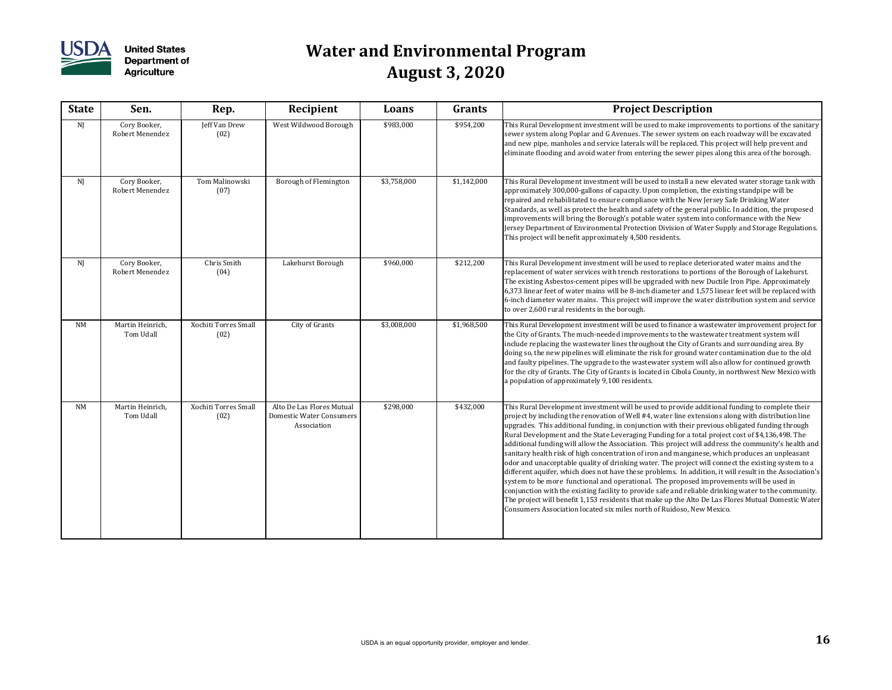# Water and Environmental Program
## August 3, 2020

| State | Sen. | Rep. | Recipient | Loans | Grants | Project Description |
|---|---|---|---|---|---|---|
| NJ | Cory Booker, Robert Menendez | Jeff Van Drew (02) | West Wildwood Borough | $983,000 | $954,200 | This Rural Development investment will be used to make improvements to portions of the sanitary sewer system along Poplar and G Avenues. The sewer system on each roadway will be excavated and new pipe, manholes and service laterals will be replaced. This project will help prevent and eliminate flooding and avoid water from entering the sewer pipes along this area of the borough. |
| NJ | Cory Booker, Robert Menendez | Tom Malinowski (07) | Borough of Flemington | $3,758,000 | $1,142,000 | This Rural Development investment will be used to install a new elevated water storage tank with approximately 300,000-gallons of capacity. Upon completion, the existing standpipe will be repaired and rehabilitated to ensure compliance with the New Jersey Safe Drinking Water Standards, as well as protect the health and safety of the general public. In addition, the proposed improvements will bring the Borough's potable water system into conformance with the New Jersey Department of Environmental Protection Division of Water Supply and Storage Regulations. This project will benefit approximately 4,500 residents. |
| NJ | Cory Booker, Robert Menendez | Chris Smith (04) | Lakehurst Borough | $960,000 | $212,200 | This Rural Development investment will be used to replace deteriorated water mains and the replacement of water services with trench restorations to portions of the Borough of Lakehurst. The existing Asbestos-cement pipes will be upgraded with new Ductile Iron Pipe. Approximately 6,373 linear feet of water mains will be 8-inch diameter and 1,575 linear feet will be replaced with 6-inch diameter water mains. This project will improve the water distribution system and service to over 2,600 rural residents in the borough. |
| NM | Martin Heinrich, Tom Udall | Xochiti Torres Small (02) | City of Grants | $3,008,000 | $1,968,500 | This Rural Development investment will be used to finance a wastewater improvement project for the City of Grants. The much-needed improvements to the wastewater treatment system will include replacing the wastewater lines throughout the City of Grants and surrounding area. By doing so, the new pipelines will eliminate the risk for ground water contamination due to the old and faulty pipelines. The upgrade to the wastewater system will also allow for continued growth for the city of Grants. The City of Grants is located in Cibola County, in northwest New Mexico with a population of approximately 9,100 residents. |
| NM | Martin Heinrich, Tom Udall | Xochiti Torres Small (02) | Alto De Las Flores Mutual Domestic Water Consumers Association | $298,000 | $432,000 | This Rural Development investment will be used to provide additional funding to complete their project by including the renovation of Well #4, water line extensions along with distribution line upgrades. This additional funding, in conjunction with their previous obligated funding through Rural Development and the State Leveraging Funding for a total project cost of $4,136,498. The additional funding will allow the Association. This project will address the community's health and sanitary health risk of high concentration of iron and manganese, which produces an unpleasant odor and unacceptable quality of drinking water. The project will connect the existing system to a different aquifer, which does not have these problems. In addition, it will result in the Association's system to be more functional and operational. The proposed improvements will be used in conjunction with the existing facility to provide safe and reliable drinking water to the community. The project will benefit 1,153 residents that make up the Alto De Las Flores Mutual Domestic Water Consumers Association located six miles north of Ruidoso, New Mexico. |

USDA is an equal opportunity provider, employer and lender.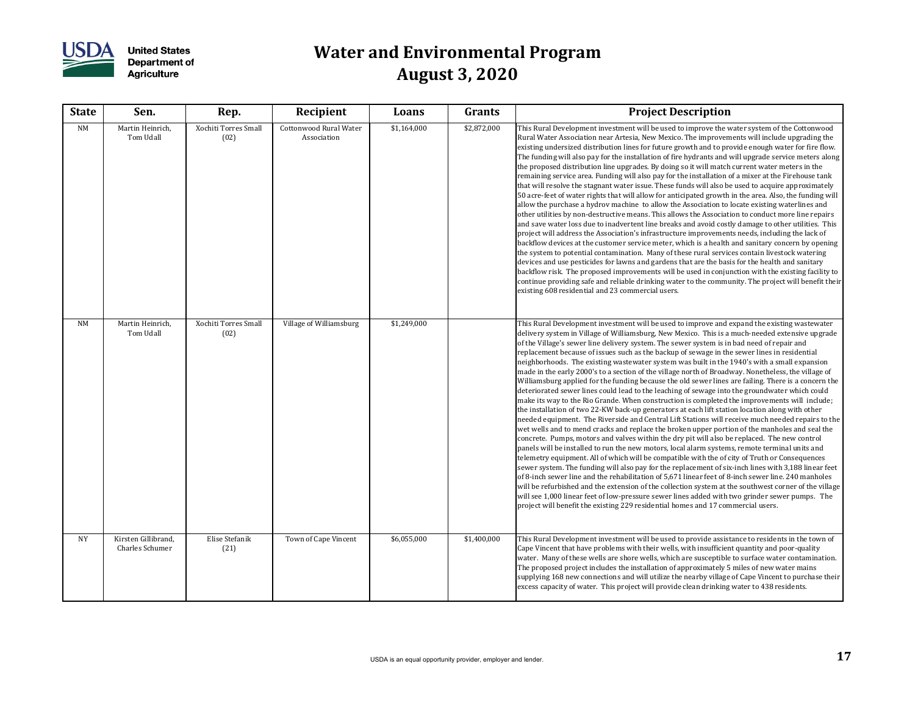# Water and Environmental Program
## August 3, 2020

| State | Sen. | Rep. | Recipient | Loans | Grants | Project Description |
|---|---|---|---|---|---|---|
| NM | Martin Heinrich, Tom Udall | Xochiti Torres Small (02) | Cottonwood Rural Water Association | $1,164,000 | $2,872,000 | This Rural Development investment will be used to improve the water system of the Cottonwood Rural Water Association near Artesia, New Mexico. The improvements will include upgrading the existing undersized distribution lines for future growth and to provide enough water for fire flow. The funding will also pay for the installation of fire hydrants and will upgrade service meters along the proposed distribution line upgrades. By doing so it will match current water meters in the remaining service area. Funding will also pay for the installation of a mixer at the Firehouse tank that will resolve the stagnant water issue. These funds will also be used to acquire approximately 50 acre-feet of water rights that will allow for anticipated growth in the area. Also, the funding will allow the purchase a hydrov machine to allow the Association to locate existing waterlines and other utilities by non-destructive means. This allows the Association to conduct more line repairs and save water loss due to inadvertent line breaks and avoid costly damage to other utilities. This project will address the Association's infrastructure improvements needs, including the lack of backflow devices at the customer service meter, which is a health and sanitary concern by opening the system to potential contamination. Many of these rural services contain livestock watering devices and use pesticides for lawns and gardens that are the basis for the health and sanitary backflow risk. The proposed improvements will be used in conjunction with the existing facility to continue providing safe and reliable drinking water to the community. The project will benefit their existing 608 residential and 23 commercial users. |
| NM | Martin Heinrich, Tom Udall | Xochiti Torres Small (02) | Village of Williamsburg | $1,249,000 | | This Rural Development investment will be used to improve and expand the existing wastewater delivery system in Village of Williamsburg, New Mexico. This is a much-needed extensive upgrade of the Village's sewer line delivery system. The sewer system is in bad need of repair and replacement because of issues such as the backup of sewage in the sewer lines in residential neighborhoods. The existing wastewater system was built in the 1940's with a small expansion made in the early 2000's to a section of the village north of Broadway. Nonetheless, the village of Williamsburg applied for the funding because the old sewer lines are failing. There is a concern the deteriorated sewer lines could lead to the leaching of sewage into the groundwater which could make its way to the Rio Grande. When construction is completed the improvements will include; the installation of two 22-KW back-up generators at each lift station location along with other needed equipment. The Riverside and Central Lift Stations will receive much needed repairs to the wet wells and to mend cracks and replace the broken upper portion of the manholes and seal the concrete. Pumps, motors and valves within the dry pit will also be replaced. The new control panels will be installed to run the new motors, local alarm systems, remote terminal units and telemetry equipment. All of which will be compatible with the of city of Truth or Consequences sewer system. The funding will also pay for the replacement of six-inch lines with 3,188 linear feet of 8-inch sewer line and the rehabilitation of 5,671 linear feet of 8-inch sewer line. 240 manholes will be refurbished and the extension of the collection system at the southwest corner of the village will see 1,000 linear feet of low-pressure sewer lines added with two grinder sewer pumps. The project will benefit the existing 229 residential homes and 17 commercial users. |
| NY | Kirsten Gillibrand, Charles Schumer | Elise Stefanik (21) | Town of Cape Vincent | $6,055,000 | $1,400,000 | This Rural Development investment will be used to provide assistance to residents in the town of Cape Vincent that have problems with their wells, with insufficient quantity and poor-quality water. Many of these wells are shore wells, which are susceptible to surface water contamination. The proposed project includes the installation of approximately 5 miles of new water mains supplying 168 new connections and will utilize the nearby village of Cape Vincent to purchase their excess capacity of water. This project will provide clean drinking water to 438 residents. |

USDA is an equal opportunity provider, employer and lender.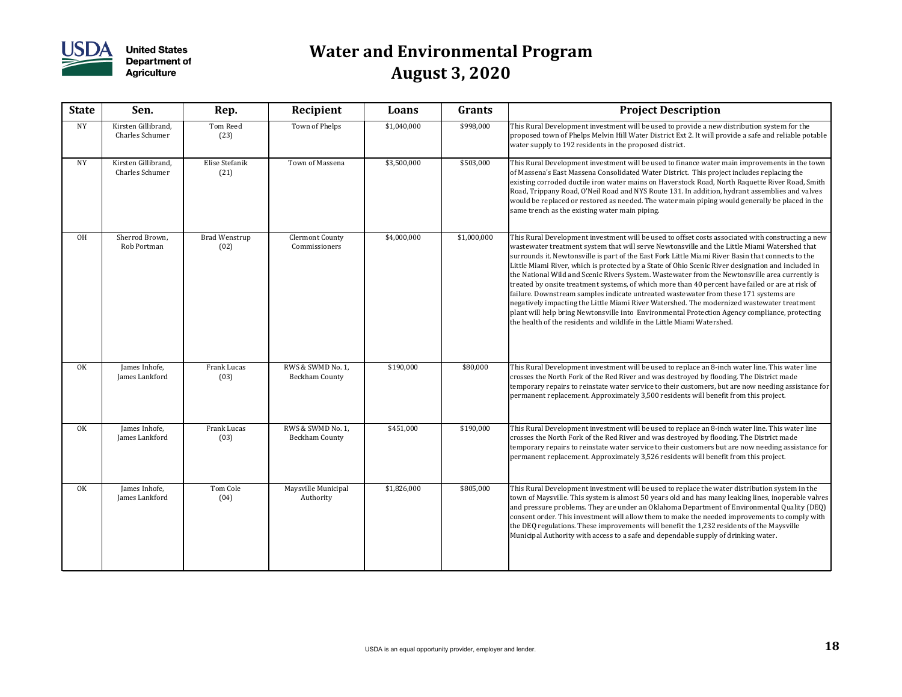# Water and Environmental Program

## August 3, 2020

| State | Sen. | Rep. | Recipient | Loans | Grants | Project Description |
|---|---|---|---|---|---|---|
| NY | Kirsten Gillibrand, Charles Schumer | Tom Reed (23) | Town of Phelps | $1,040,000 | $998,000 | This Rural Development investment will be used to provide a new distribution system for the proposed town of Phelps Melvin Hill Water District Ext 2. It will provide a safe and reliable potable water supply to 192 residents in the proposed district. |
| NY | Kirsten Gillibrand, Charles Schumer | Elise Stefanik (21) | Town of Massena | $3,500,000 | $503,000 | This Rural Development investment will be used to finance water main improvements in the town of Massena's East Massena Consolidated Water District. This project includes replacing the existing corroded ductile iron water mains on Haverstock Road, North Raquette River Road, Smith Road, Trippany Road, O'Neil Road and NYS Route 131. In addition, hydrant assemblies and valves would be replaced or restored as needed. The water main piping would generally be placed in the same trench as the existing water main piping. |
| OH | Sherrod Brown, Rob Portman | Brad Wenstrup (02) | Clermont County Commissioners | $4,000,000 | $1,000,000 | This Rural Development investment will be used to offset costs associated with constructing a new wastewater treatment system that will serve Newtonsville and the Little Miami Watershed that surrounds it. Newtonsville is part of the East Fork Little Miami River Basin that connects to the Little Miami River, which is protected by a State of Ohio Scenic River designation and included in the National Wild and Scenic Rivers System. Wastewater from the Newtonsville area currently is treated by onsite treatment systems, of which more than 40 percent have failed or are at risk of failure. Downstream samples indicate untreated wastewater from these 171 systems are negatively impacting the Little Miami River Watershed. The modernized wastewater treatment plant will help bring Newtonsville into Environmental Protection Agency compliance, protecting the health of the residents and wildlife in the Little Miami Watershed. |
| OK | James Inhofe, James Lankford | Frank Lucas (03) | RWS & SWMD No. 1, Beckham County | $190,000 | $80,000 | This Rural Development investment will be used to replace an 8-inch water line. This water line crosses the North Fork of the Red River and was destroyed by flooding. The District made temporary repairs to reinstate water service to their customers, but are now needing assistance for permanent replacement. Approximately 3,500 residents will benefit from this project. |
| OK | James Inhofe, James Lankford | Frank Lucas (03) | RWS & SWMD No. 1, Beckham County | $451,000 | $190,000 | This Rural Development investment will be used to replace an 8-inch water line. This water line crosses the North Fork of the Red River and was destroyed by flooding. The District made temporary repairs to reinstate water service to their customers but are now needing assistance for permanent replacement. Approximately 3,526 residents will benefit from this project. |
| OK | James Inhofe, James Lankford | Tom Cole (04) | Maysville Municipal Authority | $1,826,000 | $805,000 | This Rural Development investment will be used to replace the water distribution system in the town of Maysville. This system is almost 50 years old and has many leaking lines, inoperable valves and pressure problems. They are under an Oklahoma Department of Environmental Quality (DEQ) consent order. This investment will allow them to make the needed improvements to comply with the DEQ regulations. These improvements will benefit the 1,232 residents of the Maysville Municipal Authority with access to a safe and dependable supply of drinking water. |

USDA is an equal opportunity provider, employer and lender.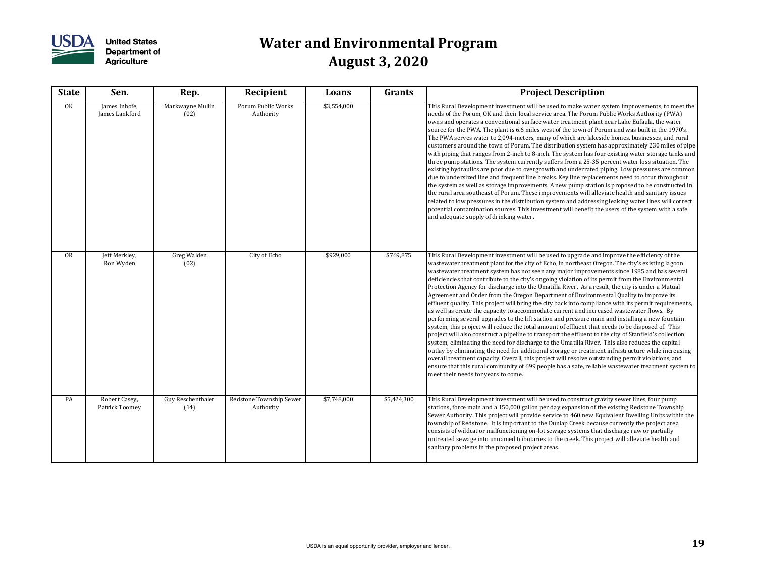# Water and Environmental Program
## August 3, 2020

| State | Sen. | Rep. | Recipient | Loans | Grants | Project Description |
|---|---|---|---|---|---|---|
| OK | James Inhofe, James Lankford | Markwayne Mullin (02) | Porum Public Works Authority | $3,554,000 | | This Rural Development investment will be used to make water system improvements, to meet the needs of the Porum, OK and their local service area. The Porum Public Works Authority (PWA) owns and operates a conventional surface water treatment plant near Lake Eufaula, the water source for the PWA. The plant is 6.6 miles west of the town of Porum and was built in the 1970's. The PWA serves water to 2,094-meters, many of which are lakeside homes, businesses, and rural customers around the town of Porum. The distribution system has approximately 230 miles of pipe with piping that ranges from 2-inch to 8-inch. The system has four existing water storage tanks and three pump stations. The system currently suffers from a 25-35 percent water loss situation. The existing hydraulics are poor due to overgrowth and underrated piping. Low pressures are common due to undersized line and frequent line breaks. Key line replacements need to occur throughout the system as well as storage improvements. A new pump station is proposed to be constructed in the rural area southeast of Porum. These improvements will alleviate health and sanitary issues related to low pressures in the distribution system and addressing leaking water lines will correct potential contamination sources. This investment will benefit the users of the system with a safe and adequate supply of drinking water. |
| OR | Jeff Merkley, Ron Wyden | Greg Walden (02) | City of Echo | $929,000 | $769,875 | This Rural Development investment will be used to upgrade and improve the efficiency of the wastewater treatment plant for the city of Echo, in northeast Oregon. The city's existing lagoon wastewater treatment system has not seen any major improvements since 1985 and has several deficiencies that contribute to the city's ongoing violation of its permit from the Environmental Protection Agency for discharge into the Umatilla River. As a result, the city is under a Mutual Agreement and Order from the Oregon Department of Environmental Quality to improve its effluent quality. This project will bring the city back into compliance with its permit requirements, as well as create the capacity to accommodate current and increased wastewater flows. By performing several upgrades to the lift station and pressure main and installing a new fountain system, this project will reduce the total amount of effluent that needs to be disposed of. This project will also construct a pipeline to transport the effluent to the city of Stanfield's collection system, eliminating the need for discharge to the Umatilla River. This also reduces the capital outlay by eliminating the need for additional storage or treatment infrastructure while increasing overall treatment capacity. Overall, this project will resolve outstanding permit violations, and ensure that this rural community of 699 people has a safe, reliable wastewater treatment system to meet their needs for years to come. |
| PA | Robert Casey, Patrick Toomey | Guy Reschenthaler (14) | Redstone Township Sewer Authority | $7,748,000 | $5,424,300 | This Rural Development investment will be used to construct gravity sewer lines, four pump stations, force main and a 150,000 gallon per day expansion of the existing Redstone Township Sewer Authority. This project will provide service to 460 new Equivalent Dwelling Units within the township of Redstone. It is important to the Dunlap Creek because currently the project area consists of wildcat or malfunctioning on-lot sewage systems that discharge raw or partially untreated sewage into unnamed tributaries to the creek. This project will alleviate health and sanitary problems in the proposed project areas. |

USDA is an equal opportunity provider, employer and lender.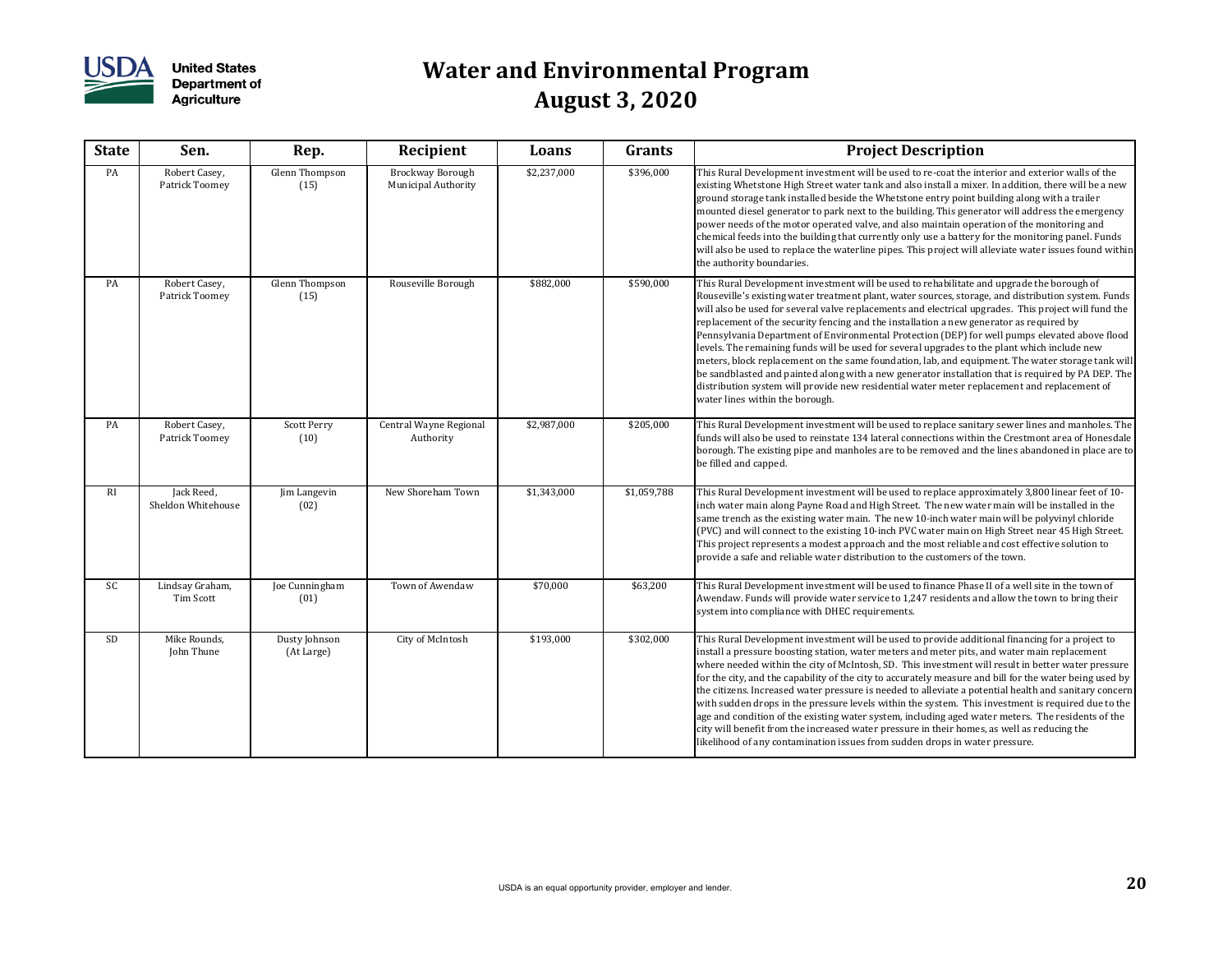# Water and Environmental Program

## August 3, 2020

| State | Sen. | Rep. | Recipient | Loans | Grants | Project Description |
|---|---|---|---|---|---|---|
| PA | Robert Casey, Patrick Toomey | Glenn Thompson (15) | Brockway Borough Municipal Authority | $2,237,000 | $396,000 | This Rural Development investment will be used to re-coat the interior and exterior walls of the existing Whetstone High Street water tank and also install a mixer. In addition, there will be a new ground storage tank installed beside the Whetstone entry point building along with a trailer mounted diesel generator to park next to the building. This generator will address the emergency power needs of the motor operated valve, and also maintain operation of the monitoring and chemical feeds into the building that currently only use a battery for the monitoring panel. Funds will also be used to replace the waterline pipes. This project will alleviate water issues found within the authority boundaries. |
| PA | Robert Casey, Patrick Toomey | Glenn Thompson (15) | Rouseville Borough | $882,000 | $590,000 | This Rural Development investment will be used to rehabilitate and upgrade the borough of Rouseville's existing water treatment plant, water sources, storage, and distribution system. Funds will also be used for several valve replacements and electrical upgrades. This project will fund the replacement of the security fencing and the installation a new generator as required by Pennsylvania Department of Environmental Protection (DEP) for well pumps elevated above flood levels. The remaining funds will be used for several upgrades to the plant which include new meters, block replacement on the same foundation, lab, and equipment. The water storage tank will be sandblasted and painted along with a new generator installation that is required by PA DEP. The distribution system will provide new residential water meter replacement and replacement of water lines within the borough. |
| PA | Robert Casey, Patrick Toomey | Scott Perry (10) | Central Wayne Regional Authority | $2,987,000 | $205,000 | This Rural Development investment will be used to replace sanitary sewer lines and manholes. The funds will also be used to reinstate 134 lateral connections within the Crestmont area of Honesdale borough. The existing pipe and manholes are to be removed and the lines abandoned in place are to be filled and capped. |
| RI | Jack Reed, Sheldon Whitehouse | Jim Langevin (02) | New Shoreham Town | $1,343,000 | $1,059,788 | This Rural Development investment will be used to replace approximately 3,800 linear feet of 10-inch water main along Payne Road and High Street. The new water main will be installed in the same trench as the existing water main. The new 10-inch water main will be polyvinyl chloride (PVC) and will connect to the existing 10-inch PVC water main on High Street near 45 High Street. This project represents a modest approach and the most reliable and cost effective solution to provide a safe and reliable water distribution to the customers of the town. |
| SC | Lindsay Graham, Tim Scott | Joe Cunningham (01) | Town of Awendaw | $70,000 | $63,200 | This Rural Development investment will be used to finance Phase II of a well site in the town of Awendaw. Funds will provide water service to 1,247 residents and allow the town to bring their system into compliance with DHEC requirements. |
| SD | Mike Rounds, John Thune | Dusty Johnson (At Large) | City of McIntosh | $193,000 | $302,000 | This Rural Development investment will be used to provide additional financing for a project to install a pressure boosting station, water meters and meter pits, and water main replacement where needed within the city of McIntosh, SD. This investment will result in better water pressure for the city, and the capability of the city to accurately measure and bill for the water being used by the citizens. Increased water pressure is needed to alleviate a potential health and sanitary concern with sudden drops in the pressure levels within the system. This investment is required due to the age and condition of the existing water system, including aged water meters. The residents of the city will benefit from the increased water pressure in their homes, as well as reducing the likelihood of any contamination issues from sudden drops in water pressure. |

USDA is an equal opportunity provider, employer and lender.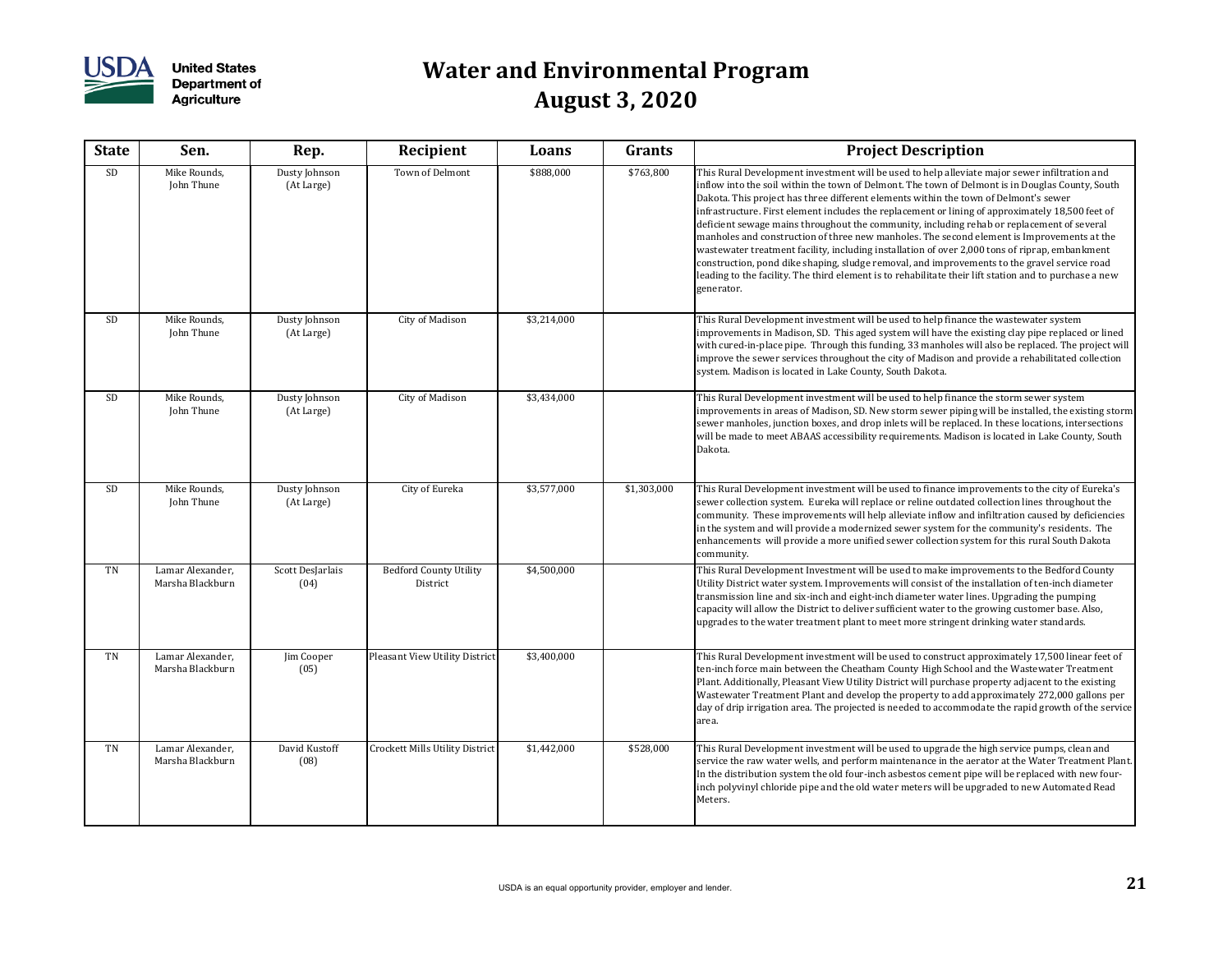# Water and Environmental Program
## August 3, 2020

| State | Sen. | Rep. | Recipient | Loans | Grants | Project Description |
|---|---|---|---|---|---|---|
| SD | Mike Rounds, John Thune | Dusty Johnson (At Large) | Town of Delmont | $888,000 | $763,800 | This Rural Development investment will be used to help alleviate major sewer infiltration and inflow into the soil within the town of Delmont. The town of Delmont is in Douglas County, South Dakota. This project has three different elements within the town of Delmont's sewer infrastructure. First element includes the replacement or lining of approximately 18,500 feet of deficient sewage mains throughout the community, including rehab or replacement of several manholes and construction of three new manholes. The second element is Improvements at the wastewater treatment facility, including installation of over 2,000 tons of riprap, embankment construction, pond dike shaping, sludge removal, and improvements to the gravel service road leading to the facility. The third element is to rehabilitate their lift station and to purchase a new generator. |
| SD | Mike Rounds, John Thune | Dusty Johnson (At Large) | City of Madison | $3,214,000 | | This Rural Development investment will be used to help finance the wastewater system improvements in Madison, SD. This aged system will have the existing clay pipe replaced or lined with cured-in-place pipe. Through this funding, 33 manholes will also be replaced. The project will improve the sewer services throughout the city of Madison and provide a rehabilitated collection system. Madison is located in Lake County, South Dakota. |
| SD | Mike Rounds, John Thune | Dusty Johnson (At Large) | City of Madison | $3,434,000 | | This Rural Development investment will be used to help finance the storm sewer system improvements in areas of Madison, SD. New storm sewer piping will be installed, the existing storm sewer manholes, junction boxes, and drop inlets will be replaced. In these locations, intersections will be made to meet ABAAS accessibility requirements. Madison is located in Lake County, South Dakota. |
| SD | Mike Rounds, John Thune | Dusty Johnson (At Large) | City of Eureka | $3,577,000 | $1,303,000 | This Rural Development investment will be used to finance improvements to the city of Eureka's sewer collection system. Eureka will replace or reline outdated collection lines throughout the community. These improvements will help alleviate inflow and infiltration caused by deficiencies in the system and will provide a modernized sewer system for the community's residents. The enhancements will provide a more unified sewer collection system for this rural South Dakota community. |
| TN | Lamar Alexander, Marsha Blackburn | Scott DesJarlais (04) | Bedford County Utility District | $4,500,000 | | This Rural Development Investment will be used to make improvements to the Bedford County Utility District water system. Improvements will consist of the installation of ten-inch diameter transmission line and six-inch and eight-inch diameter water lines. Upgrading the pumping capacity will allow the District to deliver sufficient water to the growing customer base. Also, upgrades to the water treatment plant to meet more stringent drinking water standards. |
| TN | Lamar Alexander, Marsha Blackburn | Jim Cooper (05) | Pleasant View Utility District | $3,400,000 | | This Rural Development investment will be used to construct approximately 17,500 linear feet of ten-inch force main between the Cheatham County High School and the Wastewater Treatment Plant. Additionally, Pleasant View Utility District will purchase property adjacent to the existing Wastewater Treatment Plant and develop the property to add approximately 272,000 gallons per day of drip irrigation area. The projected is needed to accommodate the rapid growth of the service area. |
| TN | Lamar Alexander, Marsha Blackburn | David Kustoff (08) | Crockett Mills Utility District | $1,442,000 | $528,000 | This Rural Development investment will be used to upgrade the high service pumps, clean and service the raw water wells, and perform maintenance in the aerator at the Water Treatment Plant. In the distribution system the old four-inch asbestos cement pipe will be replaced with new four-inch polyvinyl chloride pipe and the old water meters will be upgraded to new Automated Read Meters. |

USDA is an equal opportunity provider, employer and lender.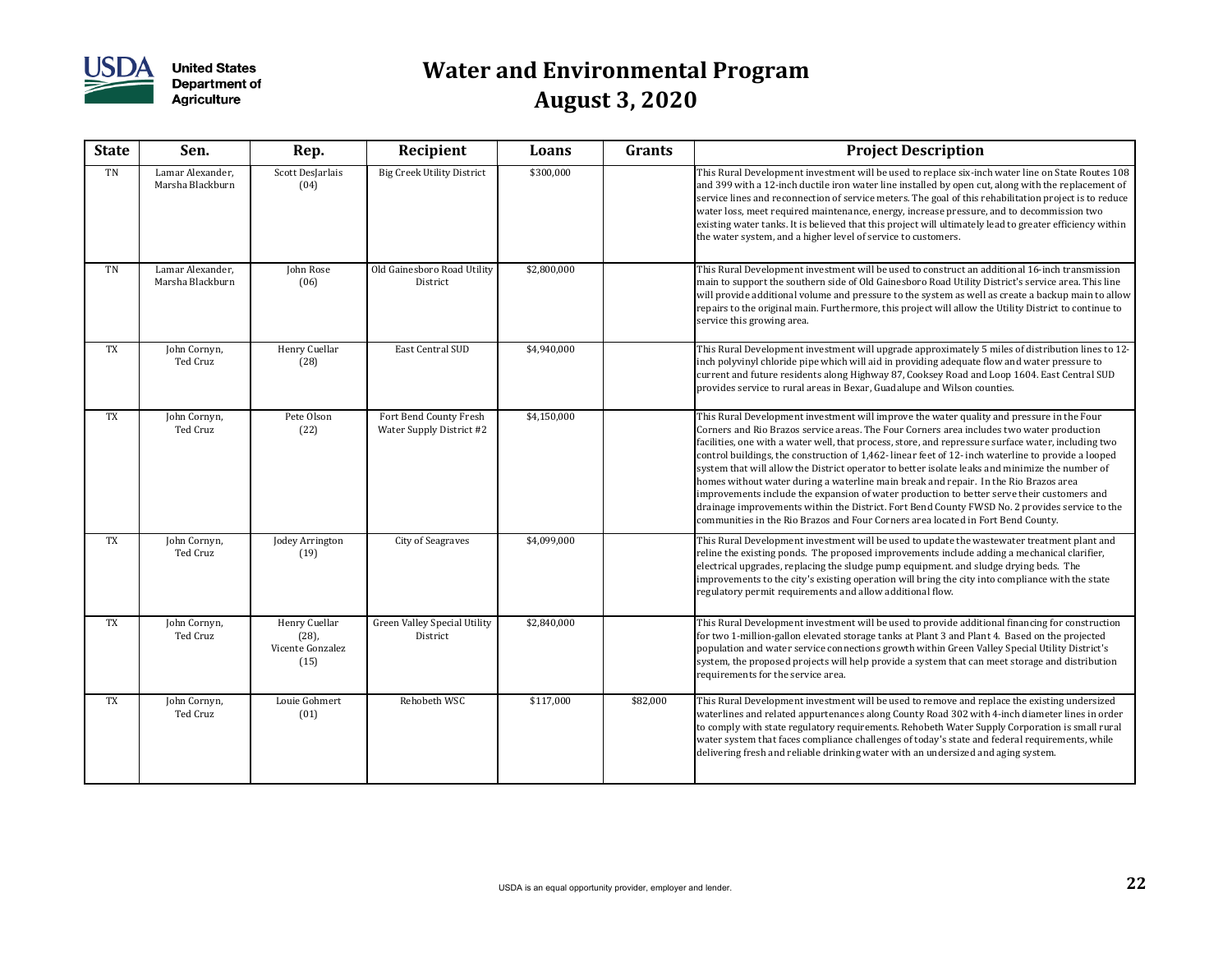# Water and Environmental Program
## August 3, 2020

| State | Sen. | Rep. | Recipient | Loans | Grants | Project Description |
|---|---|---|---|---|---|---|
| TN | Lamar Alexander, Marsha Blackburn | Scott DesJarlais (04) | Big Creek Utility District | $300,000 | | This Rural Development investment will be used to replace six-inch water line on State Routes 108 and 399 with a 12-inch ductile iron water line installed by open cut, along with the replacement of service lines and reconnection of service meters. The goal of this rehabilitation project is to reduce water loss, meet required maintenance, energy, increase pressure, and to decommission two existing water tanks. It is believed that this project will ultimately lead to greater efficiency within the water system, and a higher level of service to customers. |
| TN | Lamar Alexander, Marsha Blackburn | John Rose (06) | Old Gainesboro Road Utility District | $2,800,000 | | This Rural Development investment will be used to construct an additional 16-inch transmission main to support the southern side of Old Gainesboro Road Utility District's service area. This line will provide additional volume and pressure to the system as well as create a backup main to allow repairs to the original main. Furthermore, this project will allow the Utility District to continue to service this growing area. |
| TX | John Cornyn, Ted Cruz | Henry Cuellar (28) | East Central SUD | $4,940,000 | | This Rural Development investment will upgrade approximately 5 miles of distribution lines to 12-inch polyvinyl chloride pipe which will aid in providing adequate flow and water pressure to current and future residents along Highway 87, Cooksey Road and Loop 1604. East Central SUD provides service to rural areas in Bexar, Guadalupe and Wilson counties. |
| TX | John Cornyn, Ted Cruz | Pete Olson (22) | Fort Bend County Fresh Water Supply District #2 | $4,150,000 | | This Rural Development investment will improve the water quality and pressure in the Four Corners and Rio Brazos service areas. The Four Corners area includes two water production facilities, one with a water well, that process, store, and repressure surface water, including two control buildings, the construction of 1,462- linear feet of 12- inch waterline to provide a looped system that will allow the District operator to better isolate leaks and minimize the number of homes without water during a waterline main break and repair. In the Rio Brazos area improvements include the expansion of water production to better serve their customers and drainage improvements within the District. Fort Bend County FWSD No. 2 provides service to the communities in the Rio Brazos and Four Corners area located in Fort Bend County. |
| TX | John Cornyn, Ted Cruz | Jodey Arrington (19) | City of Seagraves | $4,099,000 | | This Rural Development investment will be used to update the wastewater treatment plant and reline the existing ponds. The proposed improvements include adding a mechanical clarifier, electrical upgrades, replacing the sludge pump equipment. and sludge drying beds. The improvements to the city's existing operation will bring the city into compliance with the state regulatory permit requirements and allow additional flow. |
| TX | John Cornyn, Ted Cruz | Henry Cuellar (28), Vicente Gonzalez (15) | Green Valley Special Utility District | $2,840,000 | | This Rural Development investment will be used to provide additional financing for construction for two 1-million-gallon elevated storage tanks at Plant 3 and Plant 4. Based on the projected population and water service connections growth within Green Valley Special Utility District's system, the proposed projects will help provide a system that can meet storage and distribution requirements for the service area. |
| TX | John Cornyn, Ted Cruz | Louie Gohmert (01) | Rehobeth WSC | $117,000 | $82,000 | This Rural Development investment will be used to remove and replace the existing undersized waterlines and related appurtenances along County Road 302 with 4-inch diameter lines in order to comply with state regulatory requirements. Rehobeth Water Supply Corporation is small rural water system that faces compliance challenges of today's state and federal requirements, while delivering fresh and reliable drinking water with an undersized and aging system. |

USDA is an equal opportunity provider, employer and lender.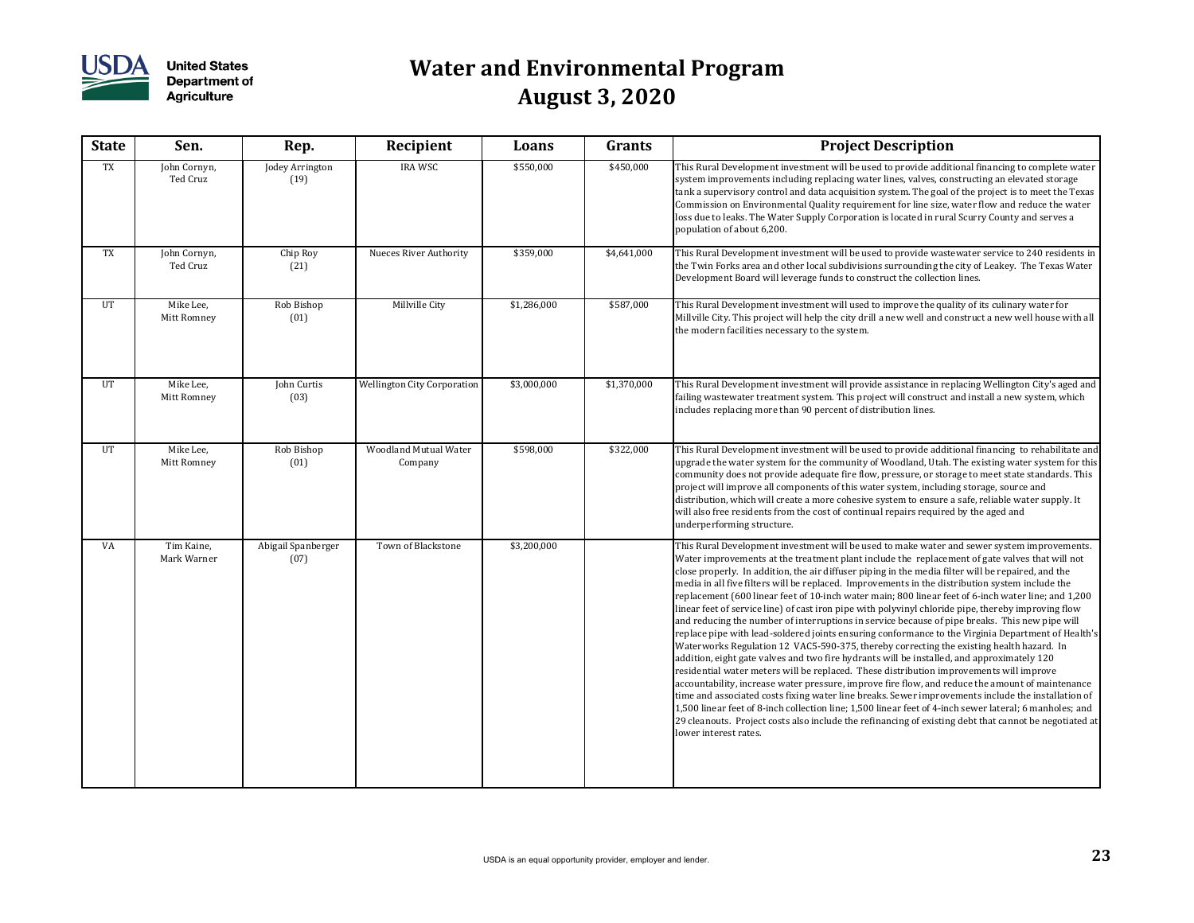# Water and Environmental Program

## August 3, 2020

| State | Sen. | Rep. | Recipient | Loans | Grants | Project Description |
|---|---|---|---|---|---|---|
| TX | John Cornyn, Ted Cruz | Jodey Arrington (19) | IRA WSC | $550,000 | $450,000 | This Rural Development investment will be used to provide additional financing to complete water system improvements including replacing water lines, valves, constructing an elevated storage tank a supervisory control and data acquisition system. The goal of the project is to meet the Texas Commission on Environmental Quality requirement for line size, water flow and reduce the water loss due to leaks. The Water Supply Corporation is located in rural Scurry County and serves a population of about 6,200. |
| TX | John Cornyn, Ted Cruz | Chip Roy (21) | Nueces River Authority | $359,000 | $4,641,000 | This Rural Development investment will be used to provide wastewater service to 240 residents in the Twin Forks area and other local subdivisions surrounding the city of Leakey. The Texas Water Development Board will leverage funds to construct the collection lines. |
| UT | Mike Lee, Mitt Romney | Rob Bishop (01) | Millville City | $1,286,000 | $587,000 | This Rural Development investment will used to improve the quality of its culinary water for Millville City. This project will help the city drill a new well and construct a new well house with all the modern facilities necessary to the system. |
| UT | Mike Lee, Mitt Romney | John Curtis (03) | Wellington City Corporation | $3,000,000 | $1,370,000 | This Rural Development investment will provide assistance in replacing Wellington City's aged and failing wastewater treatment system. This project will construct and install a new system, which includes replacing more than 90 percent of distribution lines. |
| UT | Mike Lee, Mitt Romney | Rob Bishop (01) | Woodland Mutual Water Company | $598,000 | $322,000 | This Rural Development investment will be used to provide additional financing to rehabilitate and upgrade the water system for the community of Woodland, Utah. The existing water system for this community does not provide adequate fire flow, pressure, or storage to meet state standards. This project will improve all components of this water system, including storage, source and distribution, which will create a more cohesive system to ensure a safe, reliable water supply. It will also free residents from the cost of continual repairs required by the aged and underperforming structure. |
| VA | Tim Kaine, Mark Warner | Abigail Spanberger (07) | Town of Blackstone | $3,200,000 | | This Rural Development investment will be used to make water and sewer system improvements. Water improvements at the treatment plant include the replacement of gate valves that will not close properly. In addition, the air diffuser piping in the media filter will be repaired, and the media in all five filters will be replaced. Improvements in the distribution system include the replacement (600 linear feet of 10-inch water main; 800 linear feet of 6-inch water line; and 1,200 linear feet of service line) of cast iron pipe with polyvinyl chloride pipe, thereby improving flow and reducing the number of interruptions in service because of pipe breaks. This new pipe will replace pipe with lead-soldered joints ensuring conformance to the Virginia Department of Health's Waterworks Regulation 12 VAC5-590-375, thereby correcting the existing health hazard. In addition, eight gate valves and two fire hydrants will be installed, and approximately 120 residential water meters will be replaced. These distribution improvements will improve accountability, increase water pressure, improve fire flow, and reduce the amount of maintenance time and associated costs fixing water line breaks. Sewer improvements include the installation of 1,500 linear feet of 8-inch collection line; 1,500 linear feet of 4-inch sewer lateral; 6 manholes; and 29 cleanouts. Project costs also include the refinancing of existing debt that cannot be negotiated at lower interest rates. |

USDA is an equal opportunity provider, employer and lender.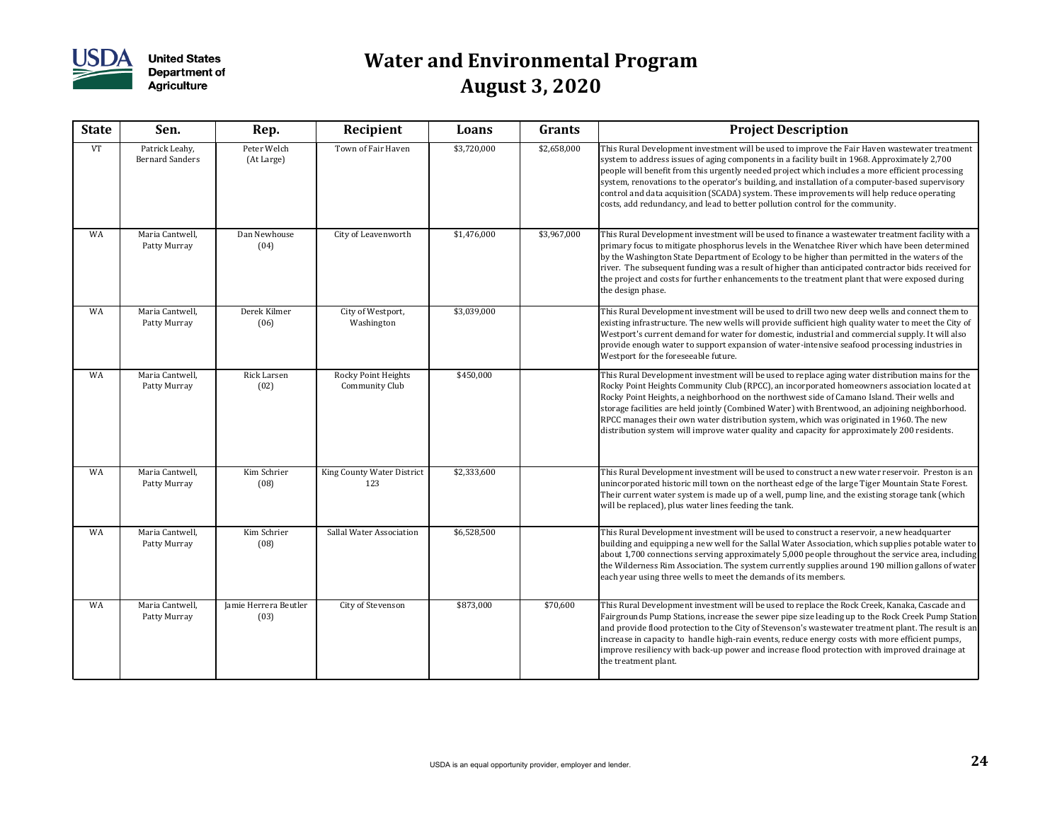# Water and Environmental Program
## August 3, 2020

| State | Sen. | Rep. | Recipient | Loans | Grants | Project Description |
|---|---|---|---|---|---|---|
| VT | Patrick Leahy, Bernard Sanders | Peter Welch (At Large) | Town of Fair Haven | $3,720,000 | $2,658,000 | This Rural Development investment will be used to improve the Fair Haven wastewater treatment system to address issues of aging components in a facility built in 1968. Approximately 2,700 people will benefit from this urgently needed project which includes a more efficient processing system, renovations to the operator's building, and installation of a computer-based supervisory control and data acquisition (SCADA) system. These improvements will help reduce operating costs, add redundancy, and lead to better pollution control for the community. |
| WA | Maria Cantwell, Patty Murray | Dan Newhouse (04) | City of Leavenworth | $1,476,000 | $3,967,000 | This Rural Development investment will be used to finance a wastewater treatment facility with a primary focus to mitigate phosphorus levels in the Wenatchee River which have been determined by the Washington State Department of Ecology to be higher than permitted in the waters of the river. The subsequent funding was a result of higher than anticipated contractor bids received for the project and costs for further enhancements to the treatment plant that were exposed during the design phase. |
| WA | Maria Cantwell, Patty Murray | Derek Kilmer (06) | City of Westport, Washington | $3,039,000 | | This Rural Development investment will be used to drill two new deep wells and connect them to existing infrastructure. The new wells will provide sufficient high quality water to meet the City of Westport's current demand for water for domestic, industrial and commercial supply. It will also provide enough water to support expansion of water-intensive seafood processing industries in Westport for the foreseeable future. |
| WA | Maria Cantwell, Patty Murray | Rick Larsen (02) | Rocky Point Heights Community Club | $450,000 | | This Rural Development investment will be used to replace aging water distribution mains for the Rocky Point Heights Community Club (RPCC), an incorporated homeowners association located at Rocky Point Heights, a neighborhood on the northwest side of Camano Island. Their wells and storage facilities are held jointly (Combined Water) with Brentwood, an adjoining neighborhood. RPCC manages their own water distribution system, which was originated in 1960. The new distribution system will improve water quality and capacity for approximately 200 residents. |
| WA | Maria Cantwell, Patty Murray | Kim Schrier (08) | King County Water District 123 | $2,333,600 | | This Rural Development investment will be used to construct a new water reservoir. Preston is an unincorporated historic mill town on the northeast edge of the large Tiger Mountain State Forest. Their current water system is made up of a well, pump line, and the existing storage tank (which will be replaced), plus water lines feeding the tank. |
| WA | Maria Cantwell, Patty Murray | Kim Schrier (08) | Sallal Water Association | $6,528,500 | | This Rural Development investment will be used to construct a reservoir, a new headquarter building and equipping a new well for the Sallal Water Association, which supplies potable water to about 1,700 connections serving approximately 5,000 people throughout the service area, including the Wilderness Rim Association. The system currently supplies around 190 million gallons of water each year using three wells to meet the demands of its members. |
| WA | Maria Cantwell, Patty Murray | Jamie Herrera Beutler (03) | City of Stevenson | $873,000 | $70,600 | This Rural Development investment will be used to replace the Rock Creek, Kanaka, Cascade and Fairgrounds Pump Stations, increase the sewer pipe size leading up to the Rock Creek Pump Station and provide flood protection to the City of Stevenson's wastewater treatment plant. The result is an increase in capacity to handle high-rain events, reduce energy costs with more efficient pumps, improve resiliency with back-up power and increase flood protection with improved drainage at the treatment plant. |

USDA is an equal opportunity provider, employer and lender.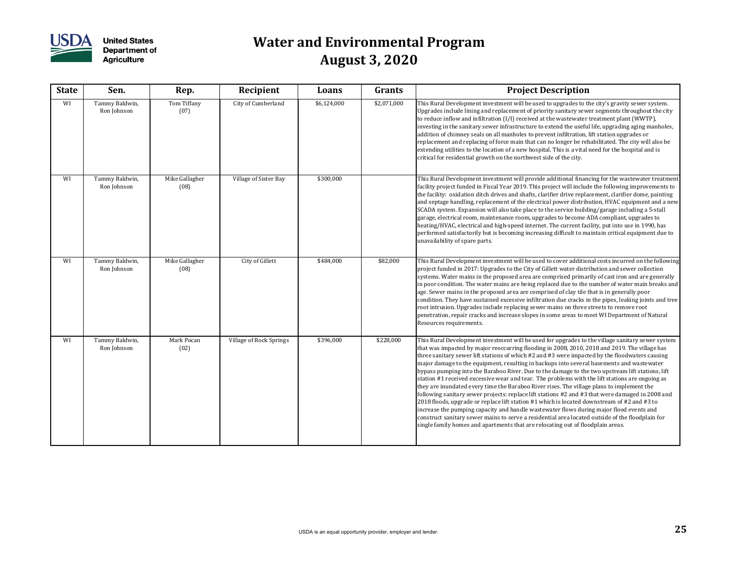# Water and Environmental Program

## August 3, 2020

| State | Sen. | Rep. | Recipient | Loans | Grants | Project Description |
|---|---|---|---|---|---|---|
| WI | Tammy Baldwin, Ron Johnson | Tom Tiffany (07) | City of Cumberland | $6,124,000 | $2,071,000 | This Rural Development investment will be used to upgrades to the city's gravity sewer system. Upgrades include lining and replacement of priority sanitary sewer segments throughout the city to reduce inflow and infiltration (I/I) received at the wastewater treatment plant (WWTP), investing in the sanitary sewer infrastructure to extend the useful life, upgrading aging manholes, addition of chimney seals on all manholes to prevent infiltration, lift station upgrades or replacement and replacing of force main that can no longer be rehabilitated. The city will also be extending utilities to the location of a new hospital. This is a vital need for the hospital and is critical for residential growth on the northwest side of the city. |
| WI | Tammy Baldwin, Ron Johnson | Mike Gallagher (08) | Village of Sister Bay | $300,000 | | This Rural Development investment will provide additional financing for the wastewater treatment facility project funded in Fiscal Year 2019. This project will include the following improvements to the facility: oxidation ditch drives and shafts, clarifier drive replacement, clarifier dome, painting and septage handling, replacement of the electrical power distribution, HVAC equipment and a new SCADA system. Expansion will also take place to the service building/garage including a 5-stall garage, electrical room, maintenance room, upgrades to become ADA compliant, upgrades to heating/HVAC, electrical and high-speed internet. The current facility, put into use in 1990, has performed satisfactorily but is becoming increasing difficult to maintain critical equipment due to unavailability of spare parts. |
| WI | Tammy Baldwin, Ron Johnson | Mike Gallagher (08) | City of Gillett | $484,000 | $82,000 | This Rural Development investment will be used to cover additional costs incurred on the following project funded in 2017: Upgrades to the City of Gillett water distribution and sewer collection systems. Water mains in the proposed area are comprised primarily of cast iron and are generally in poor condition. The water mains are being replaced due to the number of water main breaks and age. Sewer mains in the proposed area are comprised of clay tile that is in generally poor condition. They have sustained excessive infiltration due cracks in the pipes, leaking joints and tree root intrusion. Upgrades include replacing sewer mains on three streets to remove root penetration, repair cracks and increase slopes in some areas to meet WI Department of Natural Resources requirements. |
| WI | Tammy Baldwin, Ron Johnson | Mark Pocan (02) | Village of Rock Springs | $396,000 | $228,000 | This Rural Development investment will be used for upgrades to the village sanitary sewer system that was impacted by major reoccurring flooding in 2008, 2010, 2018 and 2019. The village has three sanitary sewer lift stations of which #2 and #3 were impacted by the floodwaters causing major damage to the equipment, resulting in backups into several basements and wastewater bypass pumping into the Baraboo River. Due to the damage to the two upstream lift stations, lift station #1 received excessive wear and tear. The problems with the lift stations are ongoing as they are inundated every time the Baraboo River rises. The village plans to implement the following sanitary sewer projects: replace lift stations #2 and #3 that were damaged in 2008 and 2018 floods, upgrade or replace lift station #1 which is located downstream of #2 and #3 to increase the pumping capacity and handle wastewater flows during major flood events and construct sanitary sewer mains to serve a residential area located outside of the floodplain for single family homes and apartments that are relocating out of floodplain areas. |

USDA is an equal opportunity provider, employer and lender.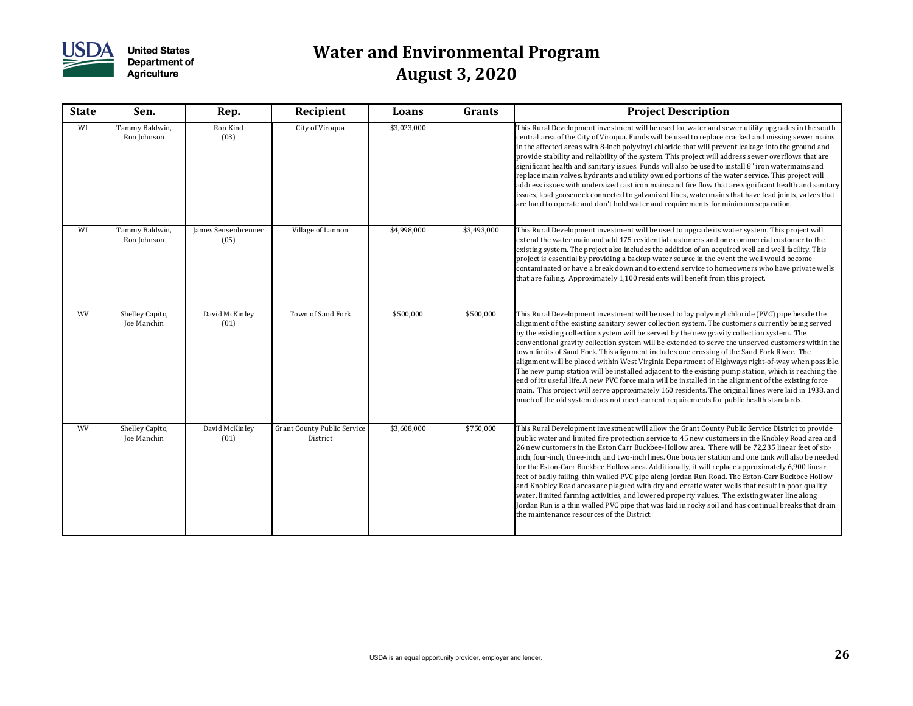# Water and Environmental Program

## August 3, 2020

| State | Sen. | Rep. | Recipient | Loans | Grants | Project Description |
|---|---|---|---|---|---|---|
| WI | Tammy Baldwin, Ron Johnson | Ron Kind (03) | City of Viroqua | $3,023,000 | | This Rural Development investment will be used for water and sewer utility upgrades in the south central area of the City of Viroqua. Funds will be used to replace cracked and missing sewer mains in the affected areas with 8-inch polyvinyl chloride that will prevent leakage into the ground and provide stability and reliability of the system. This project will address sewer overflows that are significant health and sanitary issues. Funds will also be used to install 8" iron watermains and replace main valves, hydrants and utility owned portions of the water service. This project will address issues with undersized cast iron mains and fire flow that are significant health and sanitary issues, lead gooseneck connected to galvanized lines, watermains that have lead joints, valves that are hard to operate and don't hold water and requirements for minimum separation. |
| WI | Tammy Baldwin, Ron Johnson | James Sensenbrenner (05) | Village of Lannon | $4,998,000 | $3,493,000 | This Rural Development investment will be used to upgrade its water system. This project will extend the water main and add 175 residential customers and one commercial customer to the existing system. The project also includes the addition of an acquired well and well facility. This project is essential by providing a backup water source in the event the well would become contaminated or have a break down and to extend service to homeowners who have private wells that are failing. Approximately 1,100 residents will benefit from this project. |
| WV | Shelley Capito, Joe Manchin | David McKinley (01) | Town of Sand Fork | $500,000 | $500,000 | This Rural Development investment will be used to lay polyvinyl chloride (PVC) pipe beside the alignment of the existing sanitary sewer collection system. The customers currently being served by the existing collection system will be served by the new gravity collection system. The conventional gravity collection system will be extended to serve the unserved customers within the town limits of Sand Fork. This alignment includes one crossing of the Sand Fork River. The alignment will be placed within West Virginia Department of Highways right-of-way when possible. The new pump station will be installed adjacent to the existing pump station, which is reaching the end of its useful life. A new PVC force main will be installed in the alignment of the existing force main. This project will serve approximately 160 residents. The original lines were laid in 1938, and much of the old system does not meet current requirements for public health standards. |
| WV | Shelley Capito, Joe Manchin | David McKinley (01) | Grant County Public Service District | $3,608,000 | $750,000 | This Rural Development investment will allow the Grant County Public Service District to provide public water and limited fire protection service to 45 new customers in the Knobley Road area and 26 new customers in the Eston Carr Buckbee-Hollow area. There will be 72,235 linear feet of six-inch, four-inch, three-inch, and two-inch lines. One booster station and one tank will also be needed for the Eston-Carr Buckbee Hollow area. Additionally, it will replace approximately 6,900 linear feet of badly failing, thin walled PVC pipe along Jordan Run Road. The Eston-Carr Buckbee Hollow and Knobley Road areas are plagued with dry and erratic water wells that result in poor quality water, limited farming activities, and lowered property values. The existing water line along Jordan Run is a thin walled PVC pipe that was laid in rocky soil and has continual breaks that drain the maintenance resources of the District. |

USDA is an equal opportunity provider, employer and lender.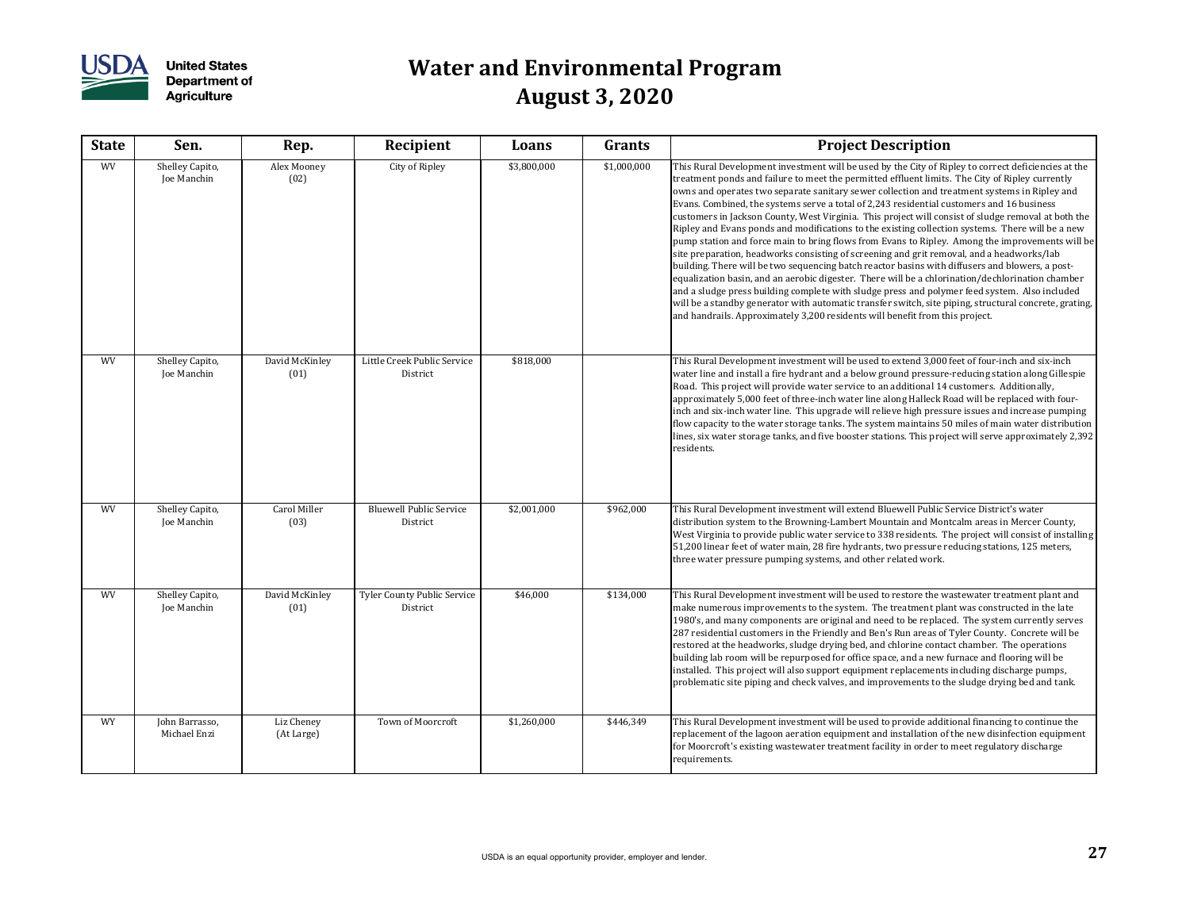# Water and Environmental Program

## August 3, 2020

| State | Sen. | Rep. | Recipient | Loans | Grants | Project Description |
|---|---|---|---|---|---|---|
| WV | Shelley Capito, Joe Manchin | Alex Mooney (02) | City of Ripley | $3,800,000 | $1,000,000 | This Rural Development investment will be used by the City of Ripley to correct deficiencies at the treatment ponds and failure to meet the permitted effluent limits. The City of Ripley currently owns and operates two separate sanitary sewer collection and treatment systems in Ripley and Evans. Combined, the systems serve a total of 2,243 residential customers and 16 business customers in Jackson County, West Virginia. This project will consist of sludge removal at both the Ripley and Evans ponds and modifications to the existing collection systems. There will be a new pump station and force main to bring flows from Evans to Ripley. Among the improvements will be site preparation, headworks consisting of screening and grit removal, and a headworks/lab building. There will be two sequencing batch reactor basins with diffusers and blowers, a post-equalization basin, and an aerobic digester. There will be a chlorination/dechlorination chamber and a sludge press building complete with sludge press and polymer feed system. Also included will be a standby generator with automatic transfer switch, site piping, structural concrete, grating, and handrails. Approximately 3,200 residents will benefit from this project. |
| WV | Shelley Capito, Joe Manchin | David McKinley (01) | Little Creek Public Service District | $818,000 | | This Rural Development investment will be used to extend 3,000 feet of four-inch and six-inch water line and install a fire hydrant and a below ground pressure-reducing station along Gillespie Road. This project will provide water service to an additional 14 customers. Additionally, approximately 5,000 feet of three-inch water line along Halleck Road will be replaced with four-inch and six-inch water line. This upgrade will relieve high pressure issues and increase pumping flow capacity to the water storage tanks. The system maintains 50 miles of main water distribution lines, six water storage tanks, and five booster stations. This project will serve approximately 2,392 residents. |
| WV | Shelley Capito, Joe Manchin | Carol Miller (03) | Bluewell Public Service District | $2,001,000 | $962,000 | This Rural Development investment will extend Bluewell Public Service District's water distribution system to the Browning-Lambert Mountain and Montcalm areas in Mercer County, West Virginia to provide public water service to 338 residents. The project will consist of installing 51,200 linear feet of water main, 28 fire hydrants, two pressure reducing stations, 125 meters, three water pressure pumping systems, and other related work. |
| WV | Shelley Capito, Joe Manchin | David McKinley (01) | Tyler County Public Service District | $46,000 | $134,000 | This Rural Development investment will be used to restore the wastewater treatment plant and make numerous improvements to the system. The treatment plant was constructed in the late 1980's, and many components are original and need to be replaced. The system currently serves 287 residential customers in the Friendly and Ben's Run areas of Tyler County. Concrete will be restored at the headworks, sludge drying bed, and chlorine contact chamber. The operations building lab room will be repurposed for office space, and a new furnace and flooring will be installed. This project will also support equipment replacements including discharge pumps, problematic site piping and check valves, and improvements to the sludge drying bed and tank. |
| WY | John Barrasso, Michael Enzi | Liz Cheney (At Large) | Town of Moorcroft | $1,260,000 | $446,349 | This Rural Development investment will be used to provide additional financing to continue the replacement of the lagoon aeration equipment and installation of the new disinfection equipment for Moorcroft's existing wastewater treatment facility in order to meet regulatory discharge requirements. |

USDA is an equal opportunity provider, employer and lender.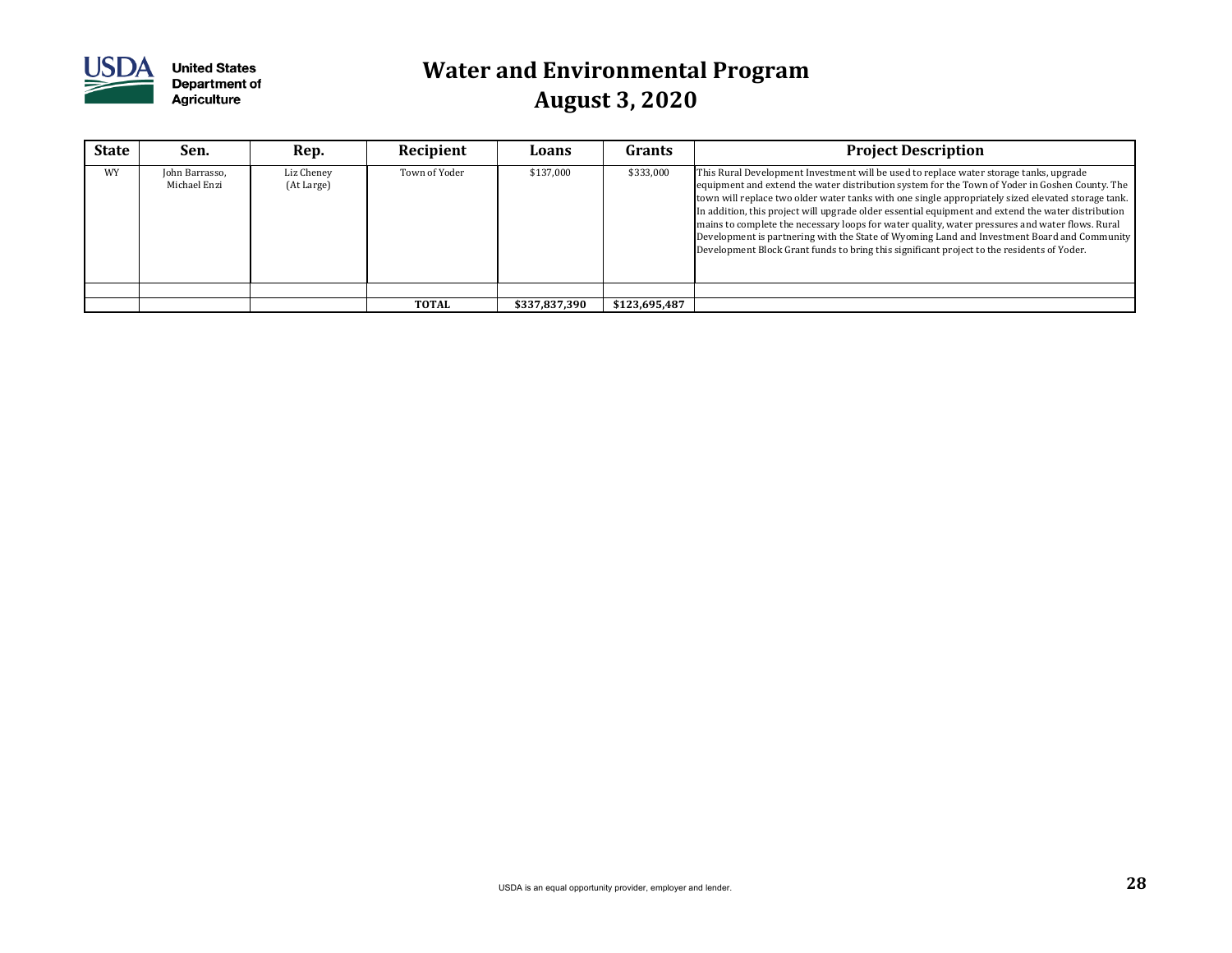# Water and Environmental Program

## August 3, 2020

| State | Sen. | Rep. | Recipient | Loans | Grants | Project Description |
|---|---|---|---|---|---|---|
| WY | John Barrasso, Michael Enzi | Liz Cheney (At Large) | Town of Yoder | $137,000 | $333,000 | This Rural Development Investment will be used to replace water storage tanks, upgrade equipment and extend the water distribution system for the Town of Yoder in Goshen County. The town will replace two older water tanks with one single appropriately sized elevated storage tank. In addition, this project will upgrade older essential equipment and extend the water distribution mains to complete the necessary loops for water quality, water pressures and water flows. Rural Development is partnering with the State of Wyoming Land and Investment Board and Community Development Block Grant funds to bring this significant project to the residents of Yoder. |
| | | | | | | |
| | | | **TOTAL** | **$337,837,390** | **$123,695,487** | |

USDA is an equal opportunity provider, employer and lender.